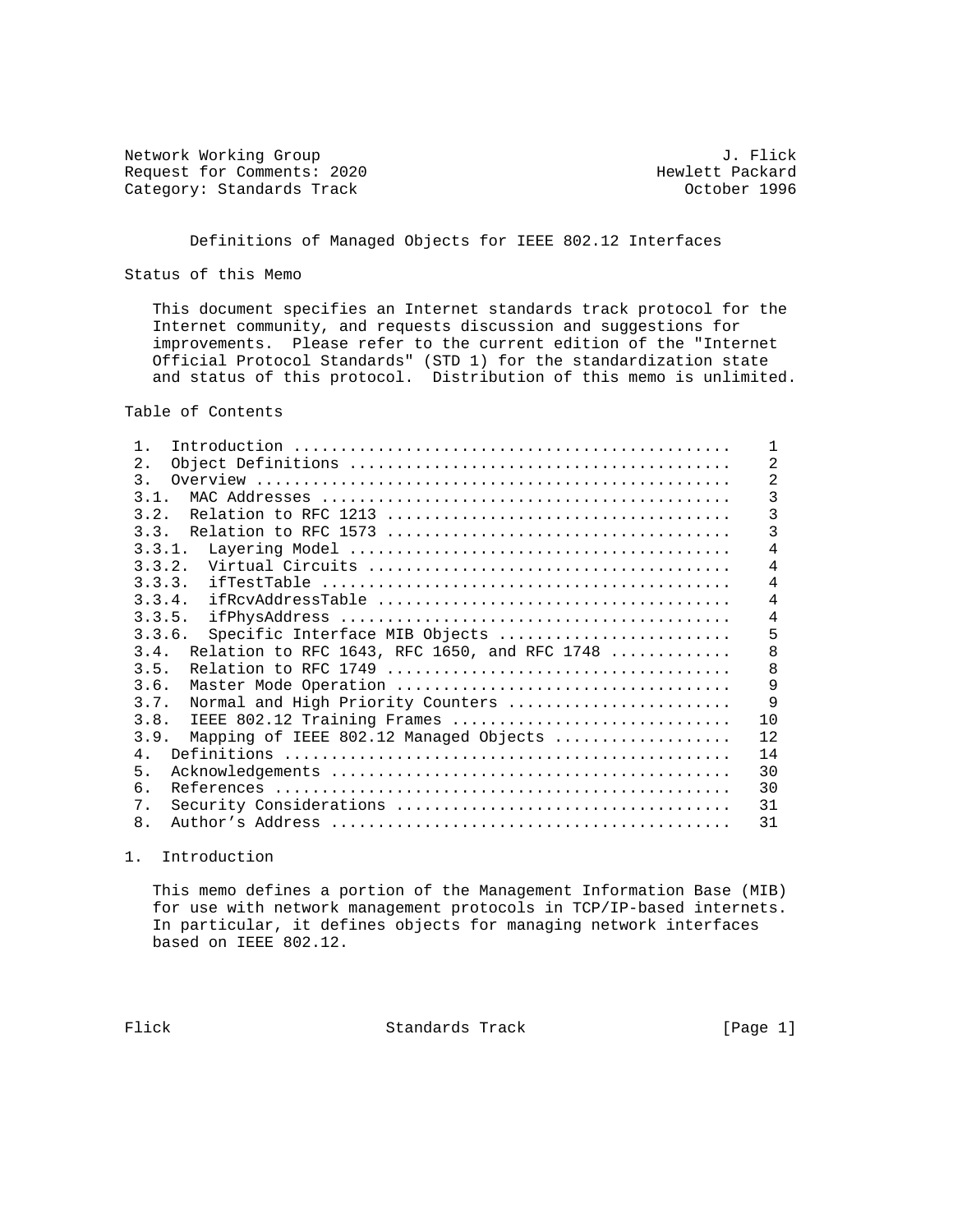Network Working Group J. Flick
Request for Comments: 2020 Hewlett Packard
Category: Standards Track October 1996

# Definitions of Managed Objects for IEEE 802.12 Interfaces

## Status of this Memo

This document specifies an Internet standards track protocol for the Internet community, and requests discussion and suggestions for improvements. Please refer to the current edition of the "Internet Official Protocol Standards" (STD 1) for the standardization state and status of this protocol. Distribution of this memo is unlimited.

## Table of Contents

| Section | Page |
|---|---|
| 1. Introduction | 1 |
| 2. Object Definitions | 2 |
| 3. Overview | 2 |
| 3.1. MAC Addresses | 3 |
| 3.2. Relation to RFC 1213 | 3 |
| 3.3. Relation to RFC 1573 | 3 |
| 3.3.1. Layering Model | 4 |
| 3.3.2. Virtual Circuits | 4 |
| 3.3.3. ifTestTable | 4 |
| 3.3.4. ifRcvAddressTable | 4 |
| 3.3.5. ifPhysAddress | 4 |
| 3.3.6. Specific Interface MIB Objects | 5 |
| 3.4. Relation to RFC 1643, RFC 1650, and RFC 1748 | 8 |
| 3.5. Relation to RFC 1749 | 8 |
| 3.6. Master Mode Operation | 9 |
| 3.7. Normal and High Priority Counters | 9 |
| 3.8. IEEE 802.12 Training Frames | 10 |
| 3.9. Mapping of IEEE 802.12 Managed Objects | 12 |
| 4. Definitions | 14 |
| 5. Acknowledgements | 30 |
| 6. References | 30 |
| 7. Security Considerations | 31 |
| 8. Author's Address | 31 |

## 1. Introduction

This memo defines a portion of the Management Information Base (MIB) for use with network management protocols in TCP/IP-based internets. In particular, it defines objects for managing network interfaces based on IEEE 802.12.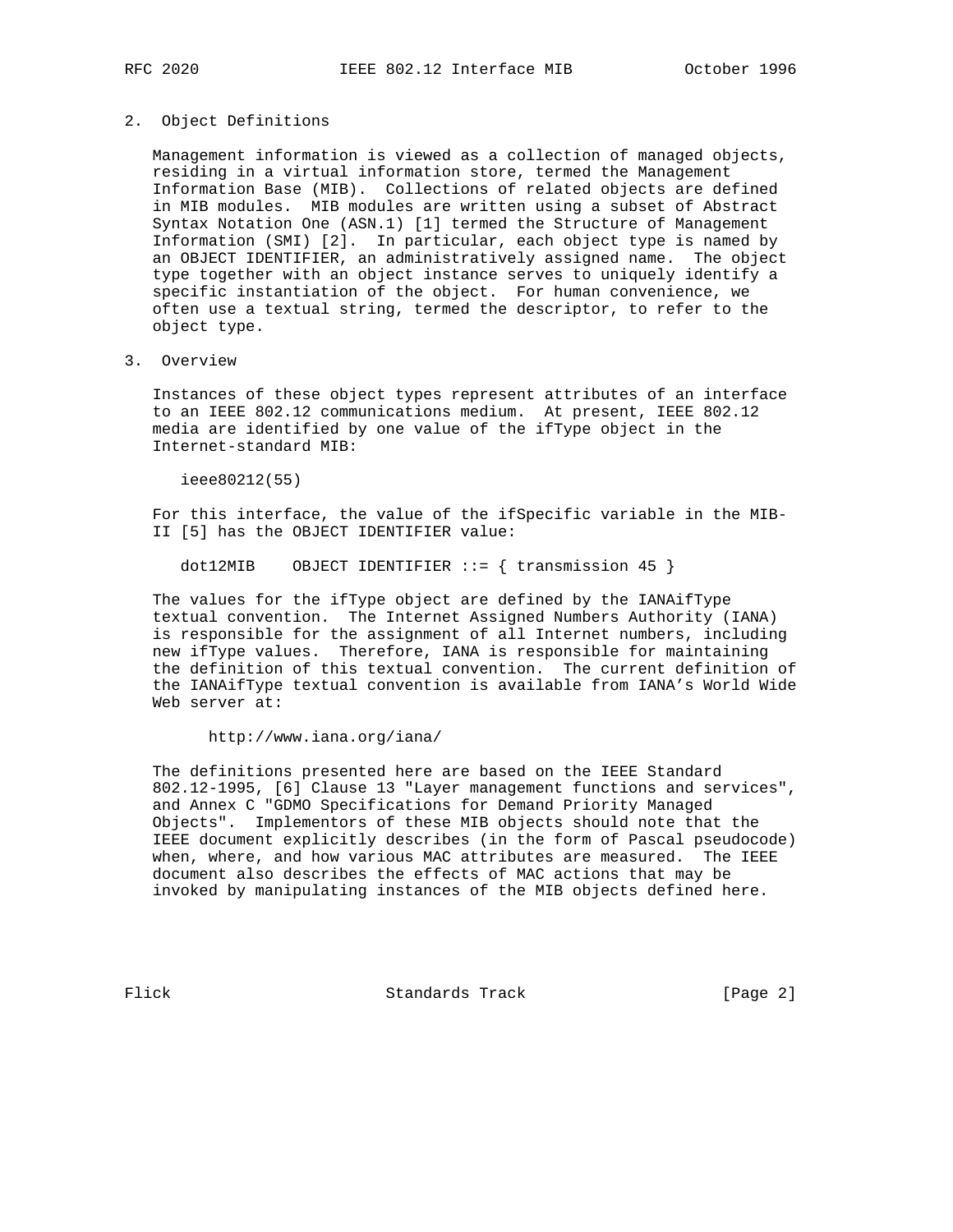## 2. Object Definitions

Management information is viewed as a collection of managed objects, residing in a virtual information store, termed the Management Information Base (MIB). Collections of related objects are defined in MIB modules. MIB modules are written using a subset of Abstract Syntax Notation One (ASN.1) [1] termed the Structure of Management Information (SMI) [2]. In particular, each object type is named by an OBJECT IDENTIFIER, an administratively assigned name. The object type together with an object instance serves to uniquely identify a specific instantiation of the object. For human convenience, we often use a textual string, termed the descriptor, to refer to the object type.

## 3. Overview

Instances of these object types represent attributes of an interface to an IEEE 802.12 communications medium. At present, IEEE 802.12 media are identified by one value of the ifType object in the Internet-standard MIB:

```
ieee80212(55)
```

For this interface, the value of the ifSpecific variable in the MIB-II [5] has the OBJECT IDENTIFIER value:

```
dot12MIB    OBJECT IDENTIFIER ::= { transmission 45 }
```

The values for the ifType object are defined by the IANAifType textual convention. The Internet Assigned Numbers Authority (IANA) is responsible for the assignment of all Internet numbers, including new ifType values. Therefore, IANA is responsible for maintaining the definition of this textual convention. The current definition of the IANAifType textual convention is available from IANA's World Wide Web server at:

```
http://www.iana.org/iana/
```

The definitions presented here are based on the IEEE Standard 802.12-1995, [6] Clause 13 "Layer management functions and services", and Annex C "GDMO Specifications for Demand Priority Managed Objects". Implementors of these MIB objects should note that the IEEE document explicitly describes (in the form of Pascal pseudocode) when, where, and how various MAC attributes are measured. The IEEE document also describes the effects of MAC actions that may be invoked by manipulating instances of the MIB objects defined here.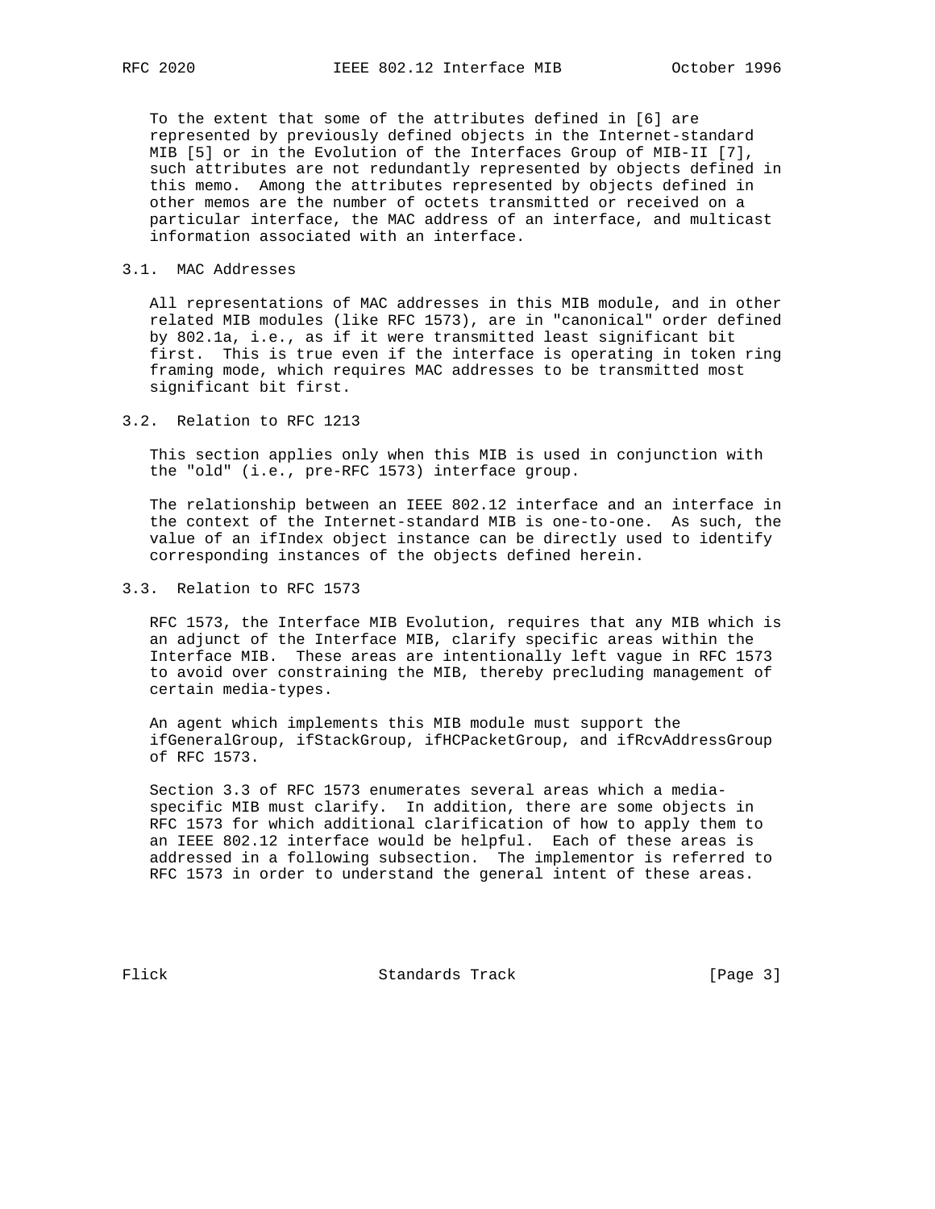To the extent that some of the attributes defined in [6] are represented by previously defined objects in the Internet-standard MIB [5] or in the Evolution of the Interfaces Group of MIB-II [7], such attributes are not redundantly represented by objects defined in this memo. Among the attributes represented by objects defined in other memos are the number of octets transmitted or received on a particular interface, the MAC address of an interface, and multicast information associated with an interface.

### 3.1. MAC Addresses

All representations of MAC addresses in this MIB module, and in other related MIB modules (like RFC 1573), are in "canonical" order defined by 802.1a, i.e., as if it were transmitted least significant bit first. This is true even if the interface is operating in token ring framing mode, which requires MAC addresses to be transmitted most significant bit first.

### 3.2. Relation to RFC 1213

This section applies only when this MIB is used in conjunction with the "old" (i.e., pre-RFC 1573) interface group.

The relationship between an IEEE 802.12 interface and an interface in the context of the Internet-standard MIB is one-to-one. As such, the value of an ifIndex object instance can be directly used to identify corresponding instances of the objects defined herein.

### 3.3. Relation to RFC 1573

RFC 1573, the Interface MIB Evolution, requires that any MIB which is an adjunct of the Interface MIB, clarify specific areas within the Interface MIB. These areas are intentionally left vague in RFC 1573 to avoid over constraining the MIB, thereby precluding management of certain media-types.

An agent which implements this MIB module must support the ifGeneralGroup, ifStackGroup, ifHCPacketGroup, and ifRcvAddressGroup of RFC 1573.

Section 3.3 of RFC 1573 enumerates several areas which a media-specific MIB must clarify. In addition, there are some objects in RFC 1573 for which additional clarification of how to apply them to an IEEE 802.12 interface would be helpful. Each of these areas is addressed in a following subsection. The implementor is referred to RFC 1573 in order to understand the general intent of these areas.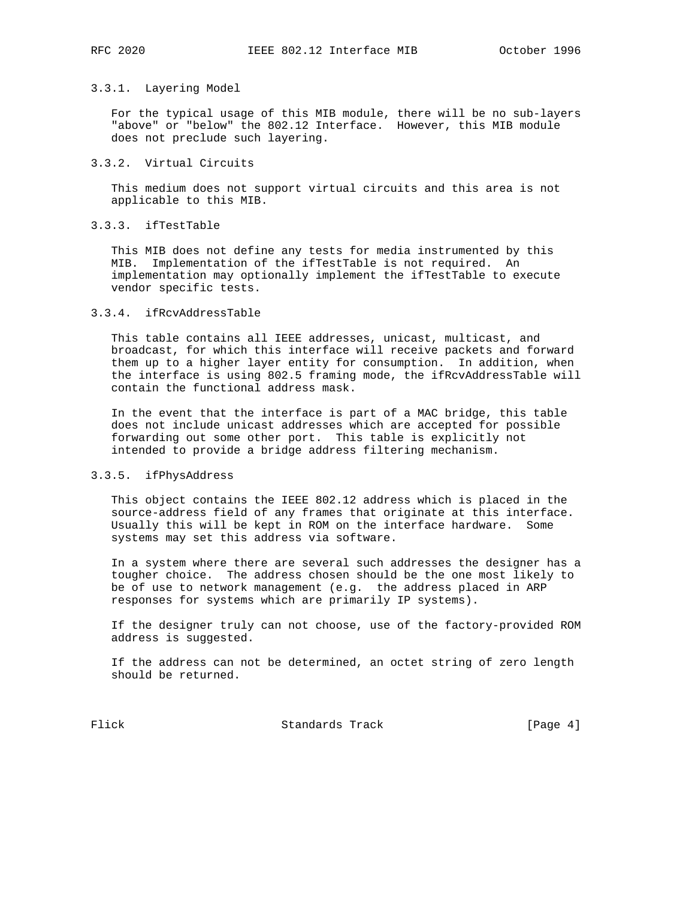### 3.3.1. Layering Model

For the typical usage of this MIB module, there will be no sub-layers "above" or "below" the 802.12 Interface. However, this MIB module does not preclude such layering.

### 3.3.2. Virtual Circuits

This medium does not support virtual circuits and this area is not applicable to this MIB.

### 3.3.3. ifTestTable

This MIB does not define any tests for media instrumented by this MIB. Implementation of the ifTestTable is not required. An implementation may optionally implement the ifTestTable to execute vendor specific tests.

### 3.3.4. ifRcvAddressTable

This table contains all IEEE addresses, unicast, multicast, and broadcast, for which this interface will receive packets and forward them up to a higher layer entity for consumption. In addition, when the interface is using 802.5 framing mode, the ifRcvAddressTable will contain the functional address mask.

In the event that the interface is part of a MAC bridge, this table does not include unicast addresses which are accepted for possible forwarding out some other port. This table is explicitly not intended to provide a bridge address filtering mechanism.

### 3.3.5. ifPhysAddress

This object contains the IEEE 802.12 address which is placed in the source-address field of any frames that originate at this interface. Usually this will be kept in ROM on the interface hardware. Some systems may set this address via software.

In a system where there are several such addresses the designer has a tougher choice. The address chosen should be the one most likely to be of use to network management (e.g. the address placed in ARP responses for systems which are primarily IP systems).

If the designer truly can not choose, use of the factory-provided ROM address is suggested.

If the address can not be determined, an octet string of zero length should be returned.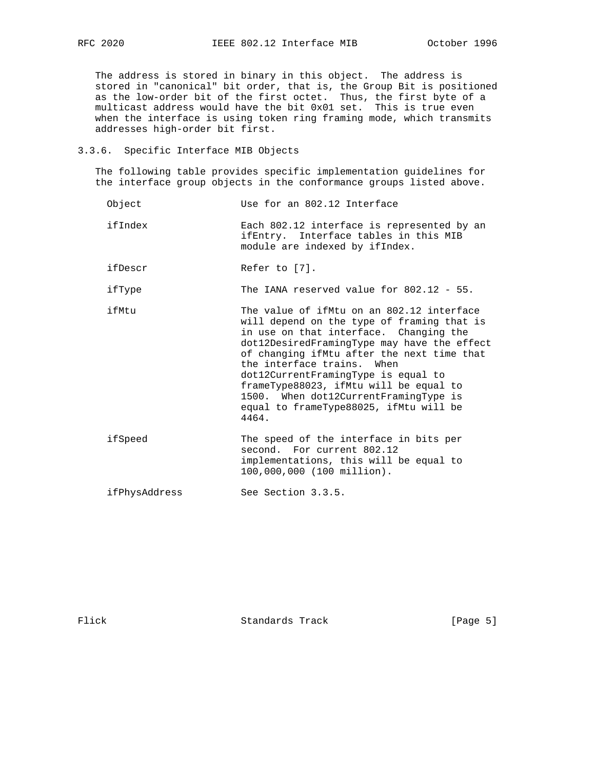The address is stored in binary in this object. The address is stored in "canonical" bit order, that is, the Group Bit is positioned as the low-order bit of the first octet. Thus, the first byte of a multicast address would have the bit 0x01 set. This is true even when the interface is using token ring framing mode, which transmits addresses high-order bit first.

### 3.3.6. Specific Interface MIB Objects

The following table provides specific implementation guidelines for the interface group objects in the conformance groups listed above.

| Object | Use for an 802.12 Interface |
| --- | --- |
| ifIndex | Each 802.12 interface is represented by an ifEntry. Interface tables in this MIB module are indexed by ifIndex. |
| ifDescr | Refer to [7]. |
| ifType | The IANA reserved value for 802.12 - 55. |
| ifMtu | The value of ifMtu on an 802.12 interface will depend on the type of framing that is in use on that interface. Changing the dot12DesiredFramingType may have the effect of changing ifMtu after the next time that the interface trains. When dot12CurrentFramingType is equal to frameType88023, ifMtu will be equal to 1500. When dot12CurrentFramingType is equal to frameType88025, ifMtu will be 4464. |
| ifSpeed | The speed of the interface in bits per second. For current 802.12 implementations, this will be equal to 100,000,000 (100 million). |
| ifPhysAddress | See Section 3.3.5. |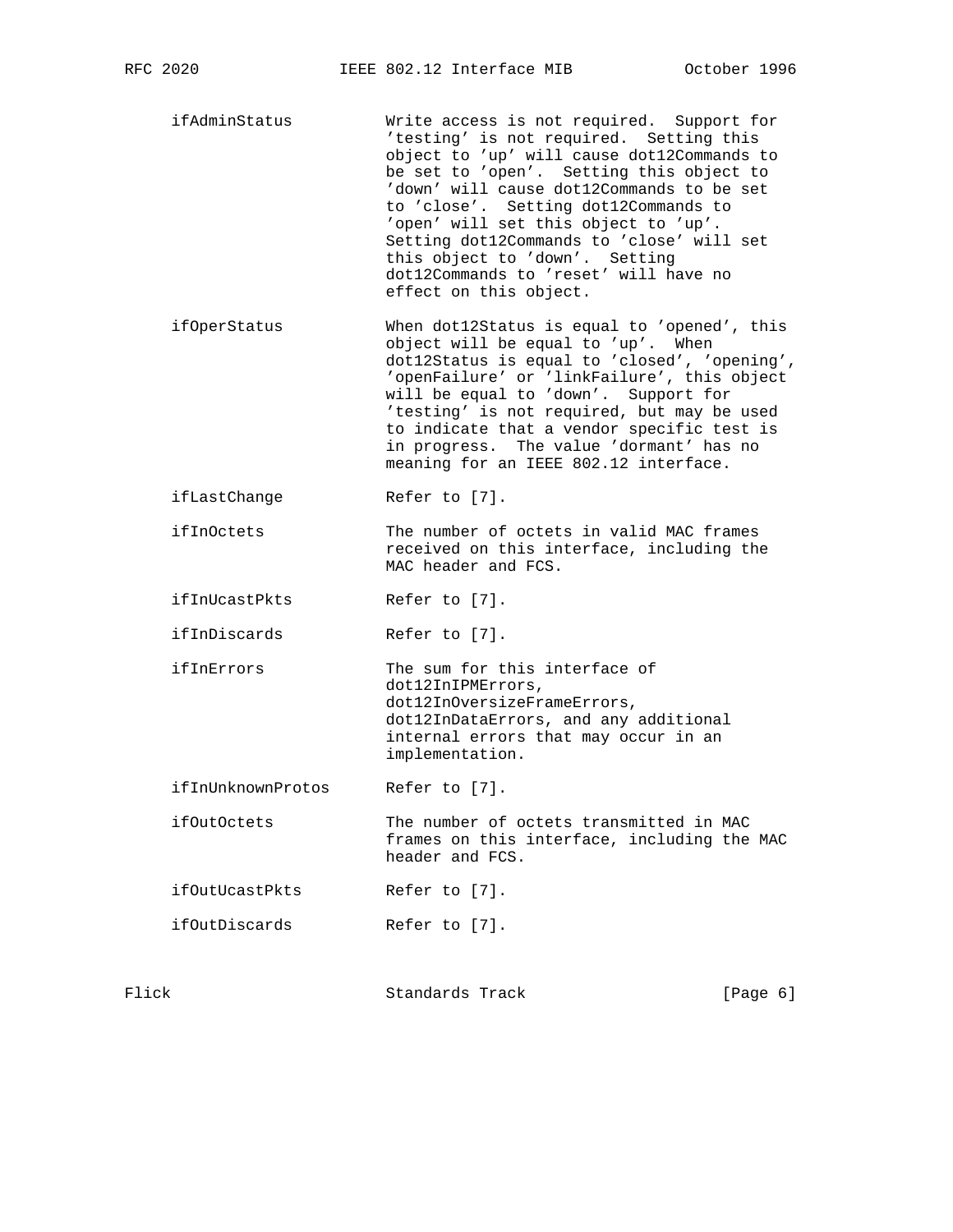| Object | Description |
|---|---|
| ifAdminStatus | Write access is not required. Support for 'testing' is not required. Setting this object to 'up' will cause dot12Commands to be set to 'open'. Setting this object to 'down' will cause dot12Commands to be set to 'close'. Setting dot12Commands to 'open' will set this object to 'up'. Setting dot12Commands to 'close' will set this object to 'down'. Setting dot12Commands to 'reset' will have no effect on this object. |
| ifOperStatus | When dot12Status is equal to 'opened', this object will be equal to 'up'. When dot12Status is equal to 'closed', 'opening', 'openFailure' or 'linkFailure', this object will be equal to 'down'. Support for 'testing' is not required, but may be used to indicate that a vendor specific test is in progress. The value 'dormant' has no meaning for an IEEE 802.12 interface. |
| ifLastChange | Refer to [7]. |
| ifInOctets | The number of octets in valid MAC frames received on this interface, including the MAC header and FCS. |
| ifInUcastPkts | Refer to [7]. |
| ifInDiscards | Refer to [7]. |
| ifInErrors | The sum for this interface of dot12InIPMErrors, dot12InOversizeFrameErrors, dot12InDataErrors, and any additional internal errors that may occur in an implementation. |
| ifInUnknownProtos | Refer to [7]. |
| ifOutOctets | The number of octets transmitted in MAC frames on this interface, including the MAC header and FCS. |
| ifOutUcastPkts | Refer to [7]. |
| ifOutDiscards | Refer to [7]. |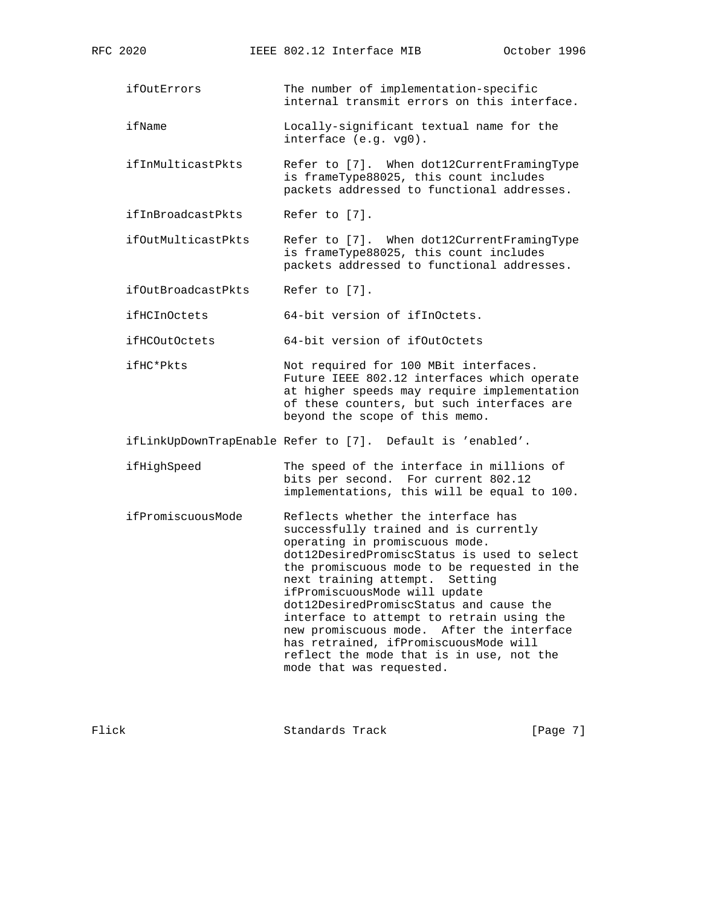ifOutErrors            The number of implementation-specific internal transmit errors on this interface.

ifName                 Locally-significant textual name for the interface (e.g. vg0).

ifInMulticastPkts      Refer to [7].  When dot12CurrentFramingType is frameType88025, this count includes packets addressed to functional addresses.

ifInBroadcastPkts      Refer to [7].

ifOutMulticastPkts     Refer to [7].  When dot12CurrentFramingType is frameType88025, this count includes packets addressed to functional addresses.

ifOutBroadcastPkts     Refer to [7].

ifHCInOctets           64-bit version of ifInOctets.

ifHCOutOctets          64-bit version of ifOutOctets

ifHC*Pkts              Not required for 100 MBit interfaces. Future IEEE 802.12 interfaces which operate at higher speeds may require implementation of these counters, but such interfaces are beyond the scope of this memo.

ifLinkUpDownTrapEnable Refer to [7].  Default is 'enabled'.

ifHighSpeed            The speed of the interface in millions of bits per second.  For current 802.12 implementations, this will be equal to 100.

ifPromiscuousMode      Reflects whether the interface has successfully trained and is currently operating in promiscuous mode. dot12DesiredPromiscStatus is used to select the promiscuous mode to be requested in the next training attempt.  Setting ifPromiscuousMode will update dot12DesiredPromiscStatus and cause the interface to attempt to retrain using the new promiscuous mode.  After the interface has retrained, ifPromiscuousMode will reflect the mode that is in use, not the mode that was requested.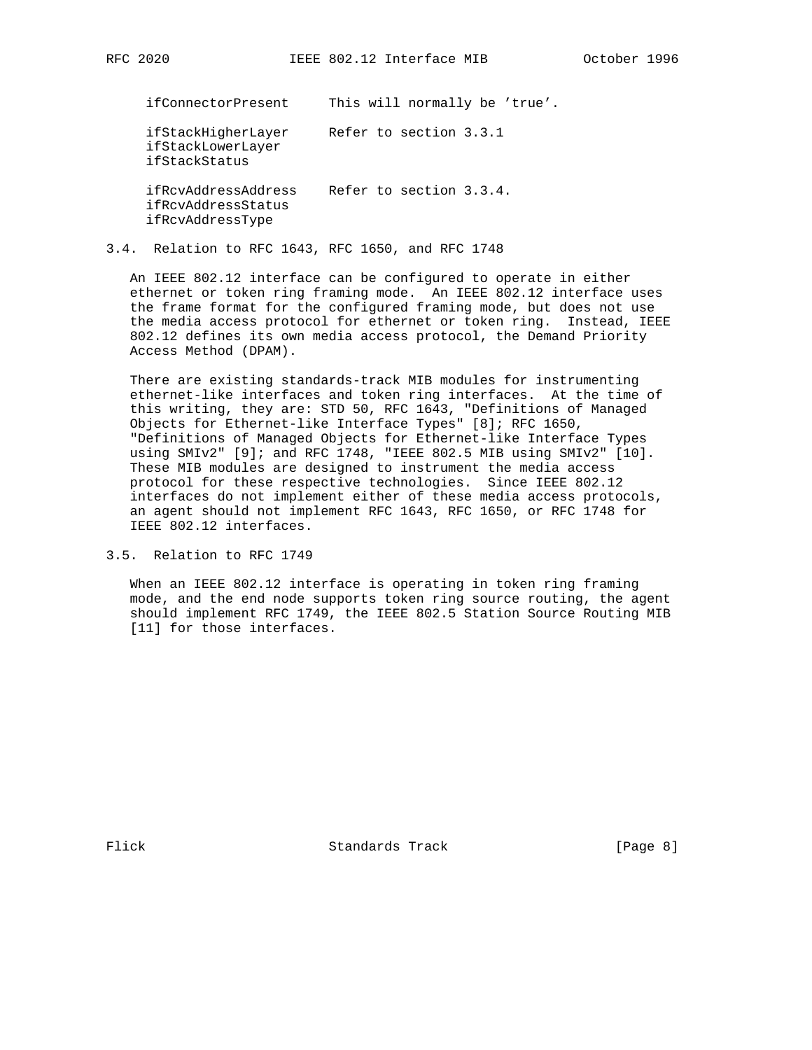| | |
|---|---|
| ifConnectorPresent | This will normally be 'true'. |
| ifStackHigherLayer<br>ifStackLowerLayer<br>ifStackStatus | Refer to section 3.3.1 |
| ifRcvAddressAddress<br>ifRcvAddressStatus<br>ifRcvAddressType | Refer to section 3.3.4. |

### 3.4. Relation to RFC 1643, RFC 1650, and RFC 1748

An IEEE 802.12 interface can be configured to operate in either ethernet or token ring framing mode. An IEEE 802.12 interface uses the frame format for the configured framing mode, but does not use the media access protocol for ethernet or token ring. Instead, IEEE 802.12 defines its own media access protocol, the Demand Priority Access Method (DPAM).

There are existing standards-track MIB modules for instrumenting ethernet-like interfaces and token ring interfaces. At the time of this writing, they are: STD 50, RFC 1643, "Definitions of Managed Objects for Ethernet-like Interface Types" [8]; RFC 1650, "Definitions of Managed Objects for Ethernet-like Interface Types using SMIv2" [9]; and RFC 1748, "IEEE 802.5 MIB using SMIv2" [10]. These MIB modules are designed to instrument the media access protocol for these respective technologies. Since IEEE 802.12 interfaces do not implement either of these media access protocols, an agent should not implement RFC 1643, RFC 1650, or RFC 1748 for IEEE 802.12 interfaces.

### 3.5. Relation to RFC 1749

When an IEEE 802.12 interface is operating in token ring framing mode, and the end node supports token ring source routing, the agent should implement RFC 1749, the IEEE 802.5 Station Source Routing MIB [11] for those interfaces.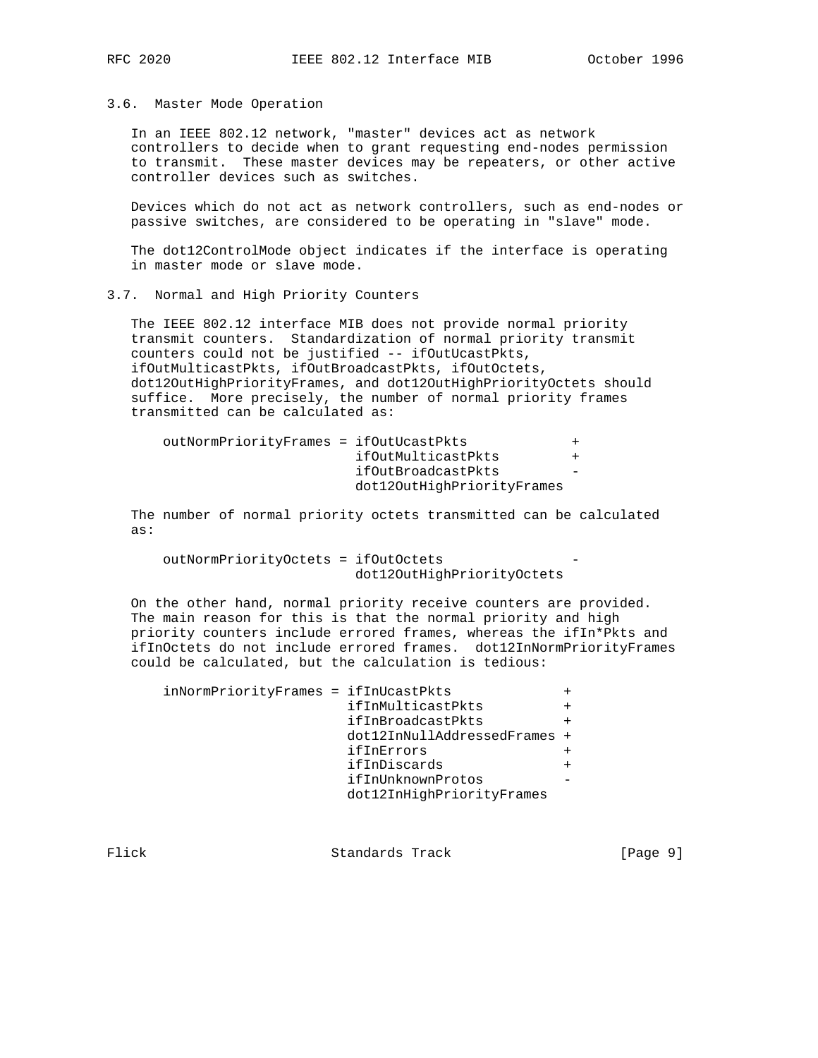### 3.6. Master Mode Operation

In an IEEE 802.12 network, "master" devices act as network controllers to decide when to grant requesting end-nodes permission to transmit. These master devices may be repeaters, or other active controller devices such as switches.

Devices which do not act as network controllers, such as end-nodes or passive switches, are considered to be operating in "slave" mode.

The dot12ControlMode object indicates if the interface is operating in master mode or slave mode.

### 3.7. Normal and High Priority Counters

The IEEE 802.12 interface MIB does not provide normal priority transmit counters. Standardization of normal priority transmit counters could not be justified -- ifOutUcastPkts, ifOutMulticastPkts, ifOutBroadcastPkts, ifOutOctets, dot12OutHighPriorityFrames, and dot12OutHighPriorityOctets should suffice. More precisely, the number of normal priority frames transmitted can be calculated as:

```
outNormPriorityFrames = ifOutUcastPkts             +
                        ifOutMulticastPkts         +
                        ifOutBroadcastPkts         -
                        dot12OutHighPriorityFrames
```

The number of normal priority octets transmitted can be calculated as:

```
outNormPriorityOctets = ifOutOctets                -
                        dot12OutHighPriorityOctets
```

On the other hand, normal priority receive counters are provided. The main reason for this is that the normal priority and high priority counters include errored frames, whereas the ifIn*Pkts and ifInOctets do not include errored frames. dot12InNormPriorityFrames could be calculated, but the calculation is tedious:

```
inNormPriorityFrames = ifInUcastPkts              +
                       ifInMulticastPkts          +
                       ifInBroadcastPkts          +
                       dot12InNullAddressedFrames +
                       ifInErrors                 +
                       ifInDiscards               +
                       ifInUnknownProtos          -
                       dot12InHighPriorityFrames
```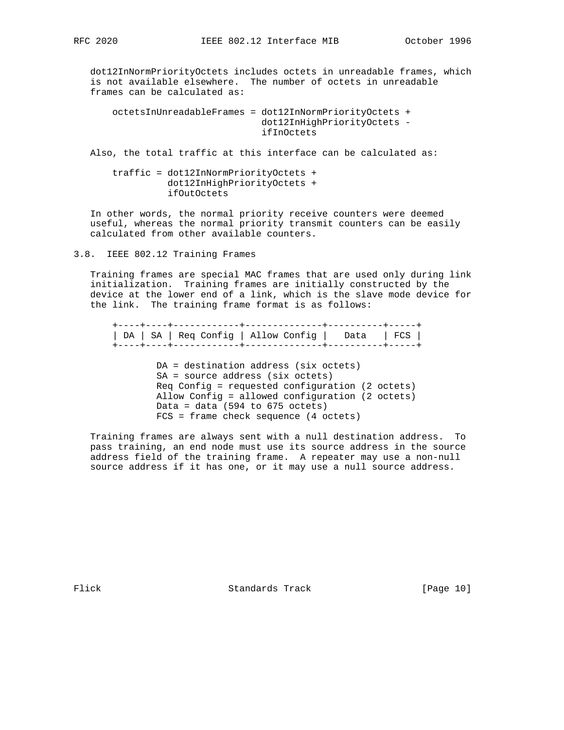dot12InNormPriorityOctets includes octets in unreadable frames, which is not available elsewhere. The number of octets in unreadable frames can be calculated as:

```
octetsInUnreadableFrames = dot12InNormPriorityOctets +
                           dot12InHighPriorityOctets -
                           ifInOctets
```

Also, the total traffic at this interface can be calculated as:

```
traffic = dot12InNormPriorityOctets +
          dot12InHighPriorityOctets +
          ifOutOctets
```

In other words, the normal priority receive counters were deemed useful, whereas the normal priority transmit counters can be easily calculated from other available counters.

## 3.8. IEEE 802.12 Training Frames

Training frames are special MAC frames that are used only during link initialization. Training frames are initially constructed by the device at the lower end of a link, which is the slave mode device for the link. The training frame format is as follows:

```
+----+----+------------+--------------+----------+-----+
| DA | SA | Req Config | Allow Config |   Data   | FCS |
+----+----+------------+--------------+----------+-----+

        DA = destination address (six octets)
        SA = source address (six octets)
        Req Config = requested configuration (2 octets)
        Allow Config = allowed configuration (2 octets)
        Data = data (594 to 675 octets)
        FCS = frame check sequence (4 octets)
```

Training frames are always sent with a null destination address. To pass training, an end node must use its source address in the source address field of the training frame. A repeater may use a non-null source address if it has one, or it may use a null source address.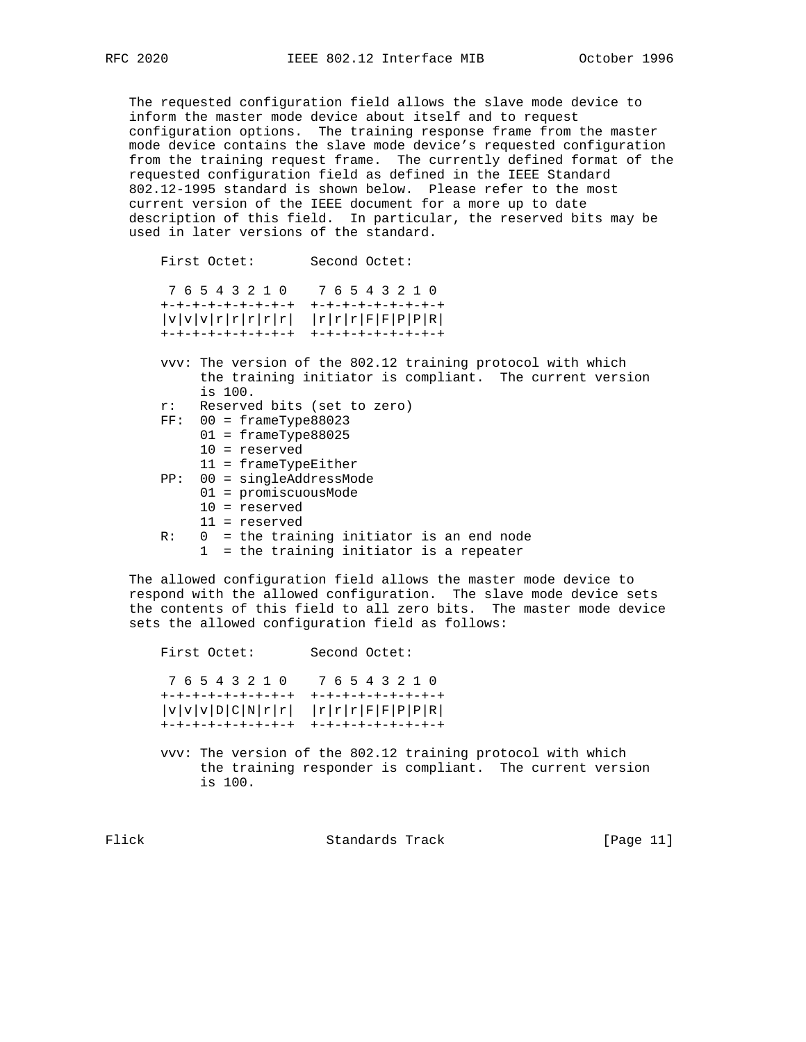The requested configuration field allows the slave mode device to inform the master mode device about itself and to request configuration options. The training response frame from the master mode device contains the slave mode device's requested configuration from the training request frame. The currently defined format of the requested configuration field as defined in the IEEE Standard 802.12-1995 standard is shown below. Please refer to the most current version of the IEEE document for a more up to date description of this field. In particular, the reserved bits may be used in later versions of the standard.

```
    First Octet:       Second Octet:

     7 6 5 4 3 2 1 0    7 6 5 4 3 2 1 0
    +-+-+-+-+-+-+-+-+  +-+-+-+-+-+-+-+-+
    |v|v|v|r|r|r|r|r|  |r|r|r|F|F|P|P|R|
    +-+-+-+-+-+-+-+-+  +-+-+-+-+-+-+-+-+

    vvv: The version of the 802.12 training protocol with which
         the training initiator is compliant.  The current version
         is 100.
    r:   Reserved bits (set to zero)
    FF:  00 = frameType88023
         01 = frameType88025
         10 = reserved
         11 = frameTypeEither
    PP:  00 = singleAddressMode
         01 = promiscuousMode
         10 = reserved
         11 = reserved
    R:   0  = the training initiator is an end node
         1  = the training initiator is a repeater
```

The allowed configuration field allows the master mode device to respond with the allowed configuration. The slave mode device sets the contents of this field to all zero bits. The master mode device sets the allowed configuration field as follows:

```
    First Octet:       Second Octet:

     7 6 5 4 3 2 1 0    7 6 5 4 3 2 1 0
    +-+-+-+-+-+-+-+-+  +-+-+-+-+-+-+-+-+
    |v|v|v|D|C|N|r|r|  |r|r|r|F|F|P|P|R|
    +-+-+-+-+-+-+-+-+  +-+-+-+-+-+-+-+-+

    vvv: The version of the 802.12 training protocol with which
         the training responder is compliant.  The current version
         is 100.
```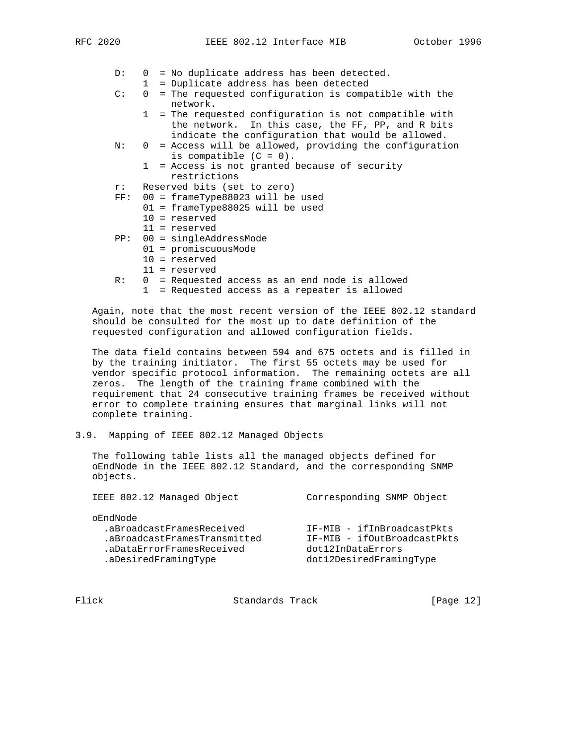```
D:   0  = No duplicate address has been detected.
     1  = Duplicate address has been detected
C:   0  = The requested configuration is compatible with the
          network.
     1  = The requested configuration is not compatible with
          the network.  In this case, the FF, PP, and R bits
          indicate the configuration that would be allowed.
N:   0  = Access will be allowed, providing the configuration
          is compatible (C = 0).
     1  = Access is not granted because of security
          restrictions
r:   Reserved bits (set to zero)
FF:  00 = frameType88023 will be used
     01 = frameType88025 will be used
     10 = reserved
     11 = reserved
PP:  00 = singleAddressMode
     01 = promiscuousMode
     10 = reserved
     11 = reserved
R:   0  = Requested access as an end node is allowed
     1  = Requested access as a repeater is allowed
```

Again, note that the most recent version of the IEEE 802.12 standard should be consulted for the most up to date definition of the requested configuration and allowed configuration fields.

The data field contains between 594 and 675 octets and is filled in by the training initiator. The first 55 octets may be used for vendor specific protocol information. The remaining octets are all zeros. The length of the training frame combined with the requirement that 24 consecutive training frames be received without error to complete training ensures that marginal links will not complete training.

## 3.9. Mapping of IEEE 802.12 Managed Objects

The following table lists all the managed objects defined for oEndNode in the IEEE 802.12 Standard, and the corresponding SNMP objects.

| IEEE 802.12 Managed Object | Corresponding SNMP Object |
|---|---|
| oEndNode | |
| .aBroadcastFramesReceived | IF-MIB - ifInBroadcastPkts |
| .aBroadcastFramesTransmitted | IF-MIB - ifOutBroadcastPkts |
| .aDataErrorFramesReceived | dot12InDataErrors |
| .aDesiredFramingType | dot12DesiredFramingType |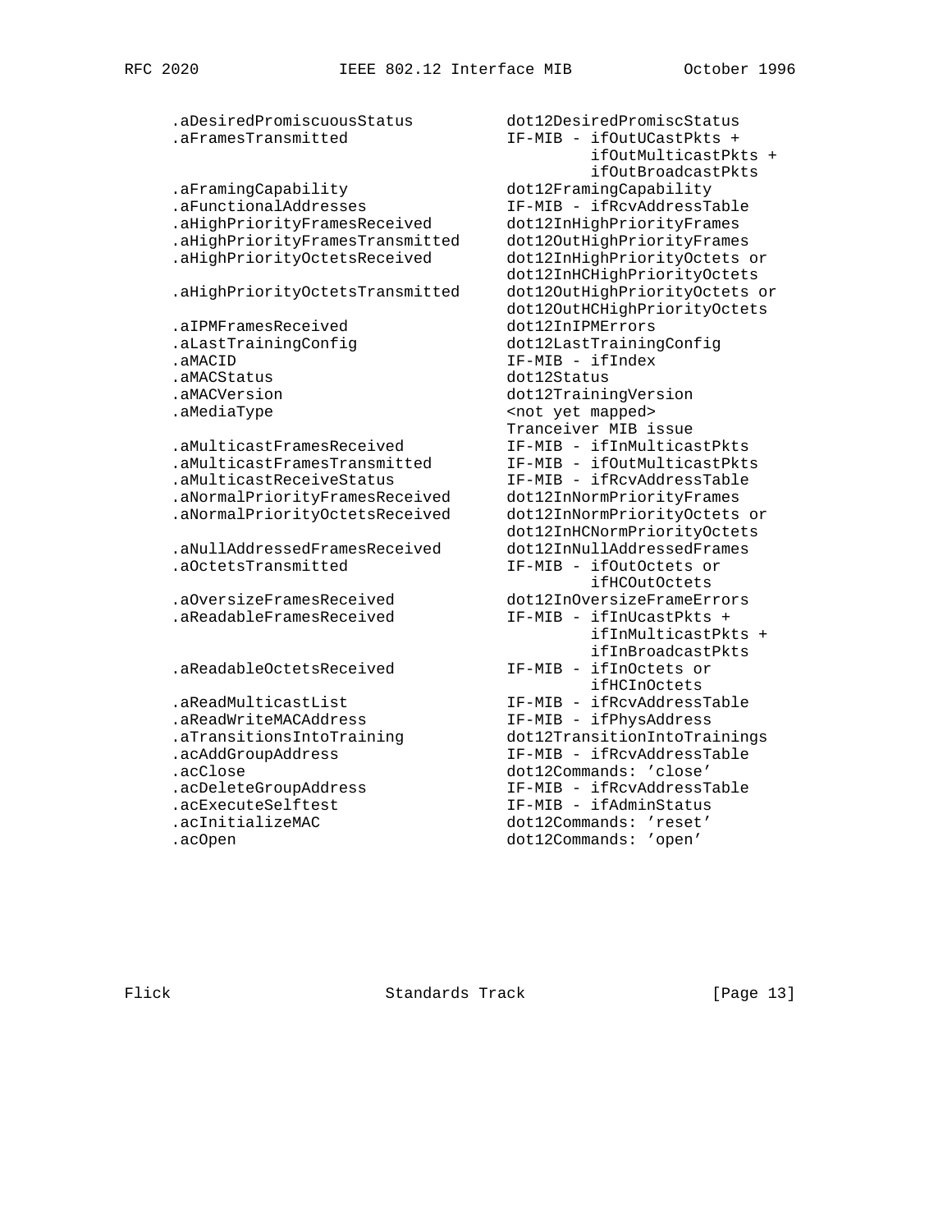```
.aDesiredPromiscuousStatus          dot12DesiredPromiscStatus
.aFramesTransmitted                 IF-MIB - ifOutUCastPkts +
                                             ifOutMulticastPkts +
                                             ifOutBroadcastPkts
.aFramingCapability                 dot12FramingCapability
.aFunctionalAddresses               IF-MIB - ifRcvAddressTable
.aHighPriorityFramesReceived        dot12InHighPriorityFrames
.aHighPriorityFramesTransmitted     dot12OutHighPriorityFrames
.aHighPriorityOctetsReceived        dot12InHighPriorityOctets or
                                    dot12InHCHighPriorityOctets
.aHighPriorityOctetsTransmitted     dot12OutHighPriorityOctets or
                                    dot12OutHCHighPriorityOctets
.aIPMFramesReceived                 dot12InIPMErrors
.aLastTrainingConfig                dot12LastTrainingConfig
.aMACID                             IF-MIB - ifIndex
.aMACStatus                         dot12Status
.aMACVersion                        dot12TrainingVersion
.aMediaType                         <not yet mapped>
                                    Tranceiver MIB issue
.aMulticastFramesReceived           IF-MIB - ifInMulticastPkts
.aMulticastFramesTransmitted        IF-MIB - ifOutMulticastPkts
.aMulticastReceiveStatus            IF-MIB - ifRcvAddressTable
.aNormalPriorityFramesReceived      dot12InNormPriorityFrames
.aNormalPriorityOctetsReceived      dot12InNormPriorityOctets or
                                    dot12InHCNormPriorityOctets
.aNullAddressedFramesReceived       dot12InNullAddressedFrames
.aOctetsTransmitted                 IF-MIB - ifOutOctets or
                                             ifHCOutOctets
.aOversizeFramesReceived            dot12InOversizeFrameErrors
.aReadableFramesReceived            IF-MIB - ifInUcastPkts +
                                             ifInMulticastPkts +
                                             ifInBroadcastPkts
.aReadableOctetsReceived            IF-MIB - ifInOctets or
                                             ifHCInOctets
.aReadMulticastList                 IF-MIB - ifRcvAddressTable
.aReadWriteMACAddress               IF-MIB - ifPhysAddress
.aTransitionsIntoTraining           dot12TransitionIntoTrainings
.acAddGroupAddress                  IF-MIB - ifRcvAddressTable
.acClose                            dot12Commands: 'close'
.acDeleteGroupAddress               IF-MIB - ifRcvAddressTable
.acExecuteSelftest                  IF-MIB - ifAdminStatus
.acInitializeMAC                    dot12Commands: 'reset'
.acOpen                             dot12Commands: 'open'
```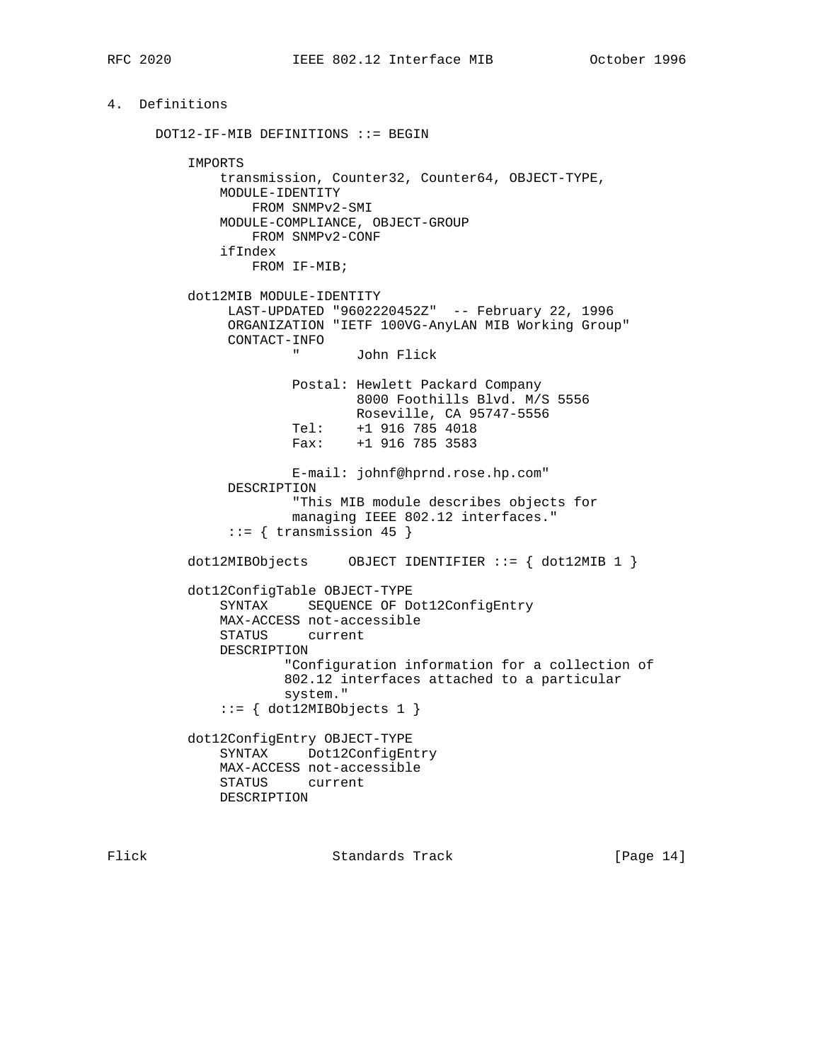## 4. Definitions

```
   DOT12-IF-MIB DEFINITIONS ::= BEGIN

       IMPORTS
           transmission, Counter32, Counter64, OBJECT-TYPE,
           MODULE-IDENTITY
               FROM SNMPv2-SMI
           MODULE-COMPLIANCE, OBJECT-GROUP
               FROM SNMPv2-CONF
           ifIndex
               FROM IF-MIB;

       dot12MIB MODULE-IDENTITY
            LAST-UPDATED "9602220452Z"  -- February 22, 1996
            ORGANIZATION "IETF 100VG-AnyLAN MIB Working Group"
            CONTACT-INFO
                    "       John Flick

                    Postal: Hewlett Packard Company
                            8000 Foothills Blvd. M/S 5556
                            Roseville, CA 95747-5556
                    Tel:    +1 916 785 4018
                    Fax:    +1 916 785 3583

                    E-mail: johnf@hprnd.rose.hp.com"
            DESCRIPTION
                    "This MIB module describes objects for
                    managing IEEE 802.12 interfaces."
            ::= { transmission 45 }

       dot12MIBObjects     OBJECT IDENTIFIER ::= { dot12MIB 1 }

       dot12ConfigTable OBJECT-TYPE
           SYNTAX     SEQUENCE OF Dot12ConfigEntry
           MAX-ACCESS not-accessible
           STATUS     current
           DESCRIPTION
                   "Configuration information for a collection of
                   802.12 interfaces attached to a particular
                   system."
           ::= { dot12MIBObjects 1 }

       dot12ConfigEntry OBJECT-TYPE
           SYNTAX     Dot12ConfigEntry
           MAX-ACCESS not-accessible
           STATUS     current
           DESCRIPTION
```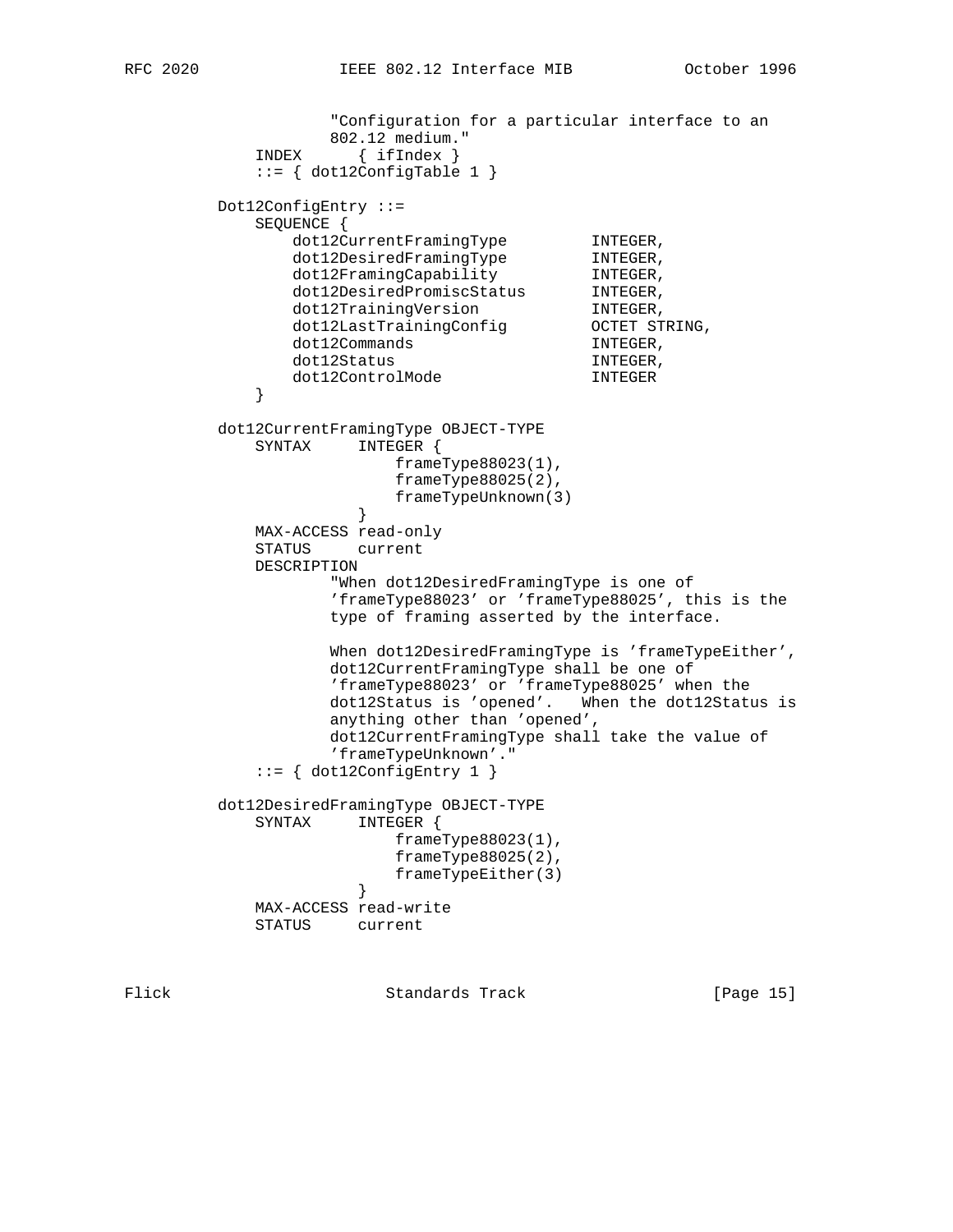```
                "Configuration for a particular interface to an
                802.12 medium."
        INDEX      { ifIndex }
        ::= { dot12ConfigTable 1 }

    Dot12ConfigEntry ::=
        SEQUENCE {
            dot12CurrentFramingType         INTEGER,
            dot12DesiredFramingType         INTEGER,
            dot12FramingCapability          INTEGER,
            dot12DesiredPromiscStatus       INTEGER,
            dot12TrainingVersion            INTEGER,
            dot12LastTrainingConfig         OCTET STRING,
            dot12Commands                   INTEGER,
            dot12Status                     INTEGER,
            dot12ControlMode                INTEGER
        }

    dot12CurrentFramingType OBJECT-TYPE
        SYNTAX     INTEGER {
                       frameType88023(1),
                       frameType88025(2),
                       frameTypeUnknown(3)
                   }
        MAX-ACCESS read-only
        STATUS     current
        DESCRIPTION
                "When dot12DesiredFramingType is one of
                'frameType88023' or 'frameType88025', this is the
                type of framing asserted by the interface.

                When dot12DesiredFramingType is 'frameTypeEither',
                dot12CurrentFramingType shall be one of
                'frameType88023' or 'frameType88025' when the
                dot12Status is 'opened'.   When the dot12Status is
                anything other than 'opened',
                dot12CurrentFramingType shall take the value of
                'frameTypeUnknown'."
        ::= { dot12ConfigEntry 1 }

    dot12DesiredFramingType OBJECT-TYPE
        SYNTAX     INTEGER {
                       frameType88023(1),
                       frameType88025(2),
                       frameTypeEither(3)
                   }
        MAX-ACCESS read-write
        STATUS     current
```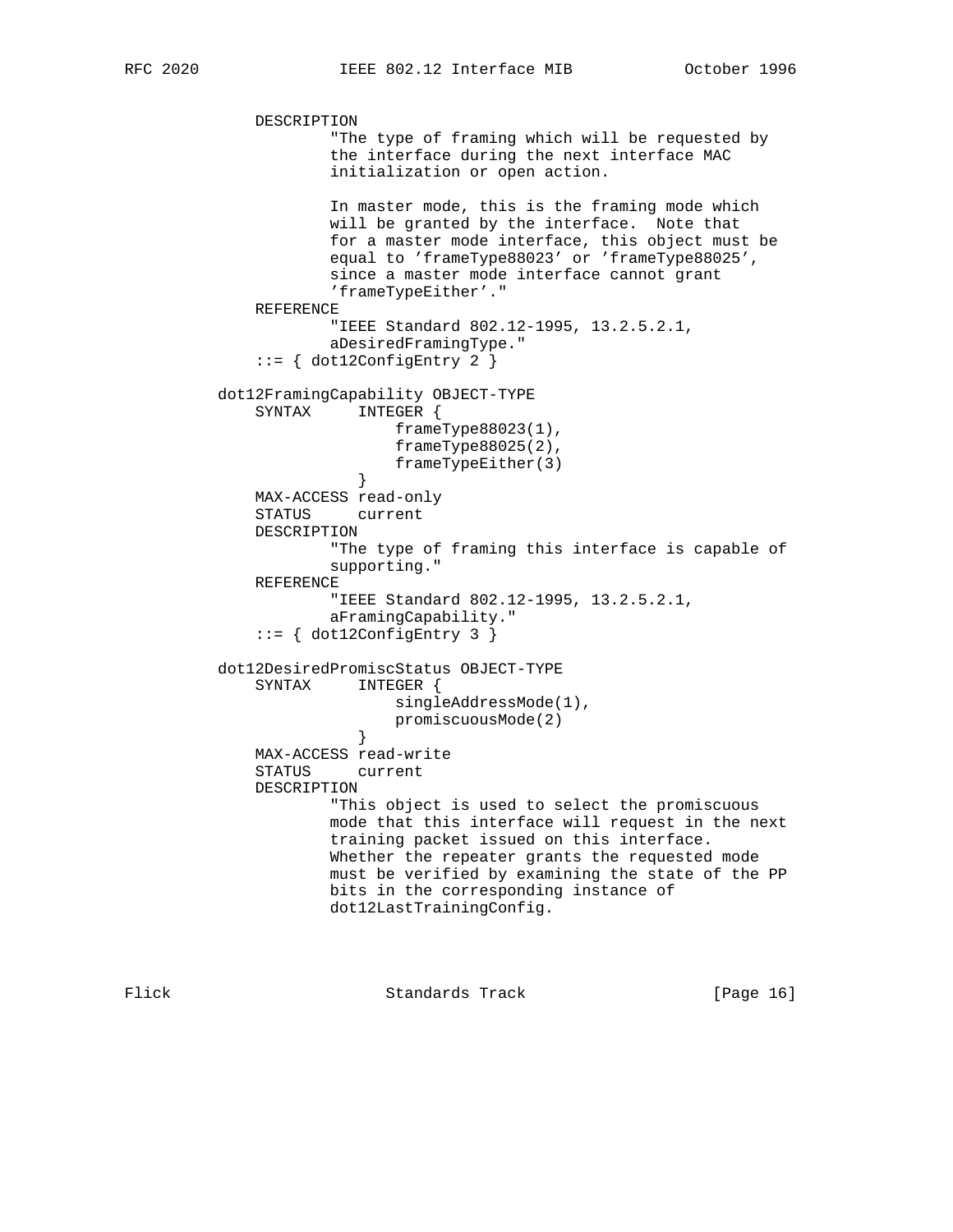```
           DESCRIPTION
                   "The type of framing which will be requested by
                   the interface during the next interface MAC
                   initialization or open action.

                   In master mode, this is the framing mode which
                   will be granted by the interface.  Note that
                   for a master mode interface, this object must be
                   equal to 'frameType88023' or 'frameType88025',
                   since a master mode interface cannot grant
                   'frameTypeEither'."
           REFERENCE
                   "IEEE Standard 802.12-1995, 13.2.5.2.1,
                   aDesiredFramingType."
           ::= { dot12ConfigEntry 2 }

       dot12FramingCapability OBJECT-TYPE
           SYNTAX     INTEGER {
                          frameType88023(1),
                          frameType88025(2),
                          frameTypeEither(3)
                      }
           MAX-ACCESS read-only
           STATUS     current
           DESCRIPTION
                   "The type of framing this interface is capable of
                   supporting."
           REFERENCE
                   "IEEE Standard 802.12-1995, 13.2.5.2.1,
                   aFramingCapability."
           ::= { dot12ConfigEntry 3 }

       dot12DesiredPromiscStatus OBJECT-TYPE
           SYNTAX     INTEGER {
                          singleAddressMode(1),
                          promiscuousMode(2)
                      }
           MAX-ACCESS read-write
           STATUS     current
           DESCRIPTION
                   "This object is used to select the promiscuous
                   mode that this interface will request in the next
                   training packet issued on this interface.
                   Whether the repeater grants the requested mode
                   must be verified by examining the state of the PP
                   bits in the corresponding instance of
                   dot12LastTrainingConfig.
```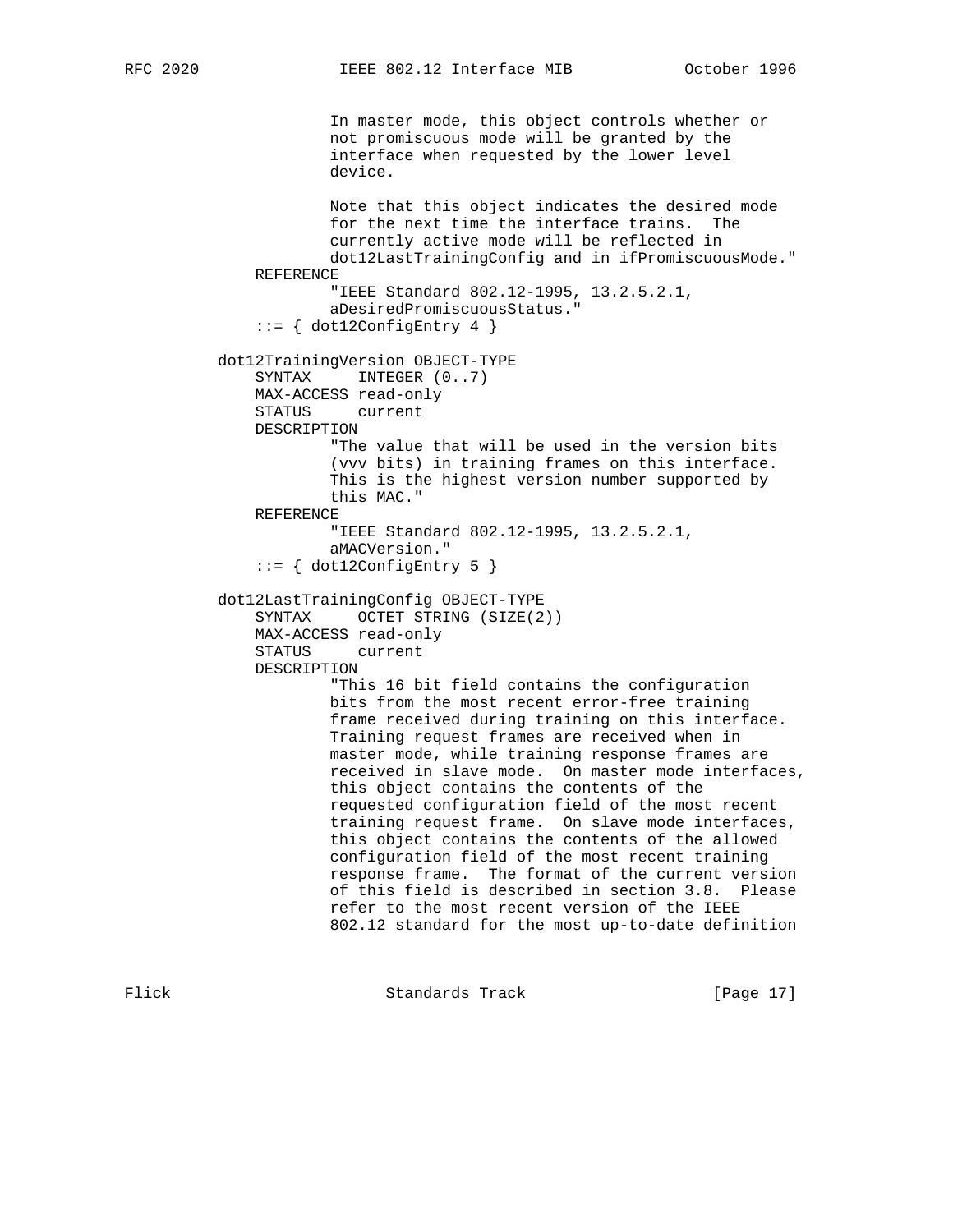```
                In master mode, this object controls whether or
                not promiscuous mode will be granted by the
                interface when requested by the lower level
                device.

                Note that this object indicates the desired mode
                for the next time the interface trains.  The
                currently active mode will be reflected in
                dot12LastTrainingConfig and in ifPromiscuousMode."
        REFERENCE
                "IEEE Standard 802.12-1995, 13.2.5.2.1,
                aDesiredPromiscuousStatus."
        ::= { dot12ConfigEntry 4 }

    dot12TrainingVersion OBJECT-TYPE
        SYNTAX     INTEGER (0..7)
        MAX-ACCESS read-only
        STATUS     current
        DESCRIPTION
                "The value that will be used in the version bits
                (vvv bits) in training frames on this interface.
                This is the highest version number supported by
                this MAC."
        REFERENCE
                "IEEE Standard 802.12-1995, 13.2.5.2.1,
                aMACVersion."
        ::= { dot12ConfigEntry 5 }

    dot12LastTrainingConfig OBJECT-TYPE
        SYNTAX     OCTET STRING (SIZE(2))
        MAX-ACCESS read-only
        STATUS     current
        DESCRIPTION
                "This 16 bit field contains the configuration
                bits from the most recent error-free training
                frame received during training on this interface.
                Training request frames are received when in
                master mode, while training response frames are
                received in slave mode.  On master mode interfaces,
                this object contains the contents of the
                requested configuration field of the most recent
                training request frame.  On slave mode interfaces,
                this object contains the contents of the allowed
                configuration field of the most recent training
                response frame.  The format of the current version
                of this field is described in section 3.8.  Please
                refer to the most recent version of the IEEE
                802.12 standard for the most up-to-date definition
```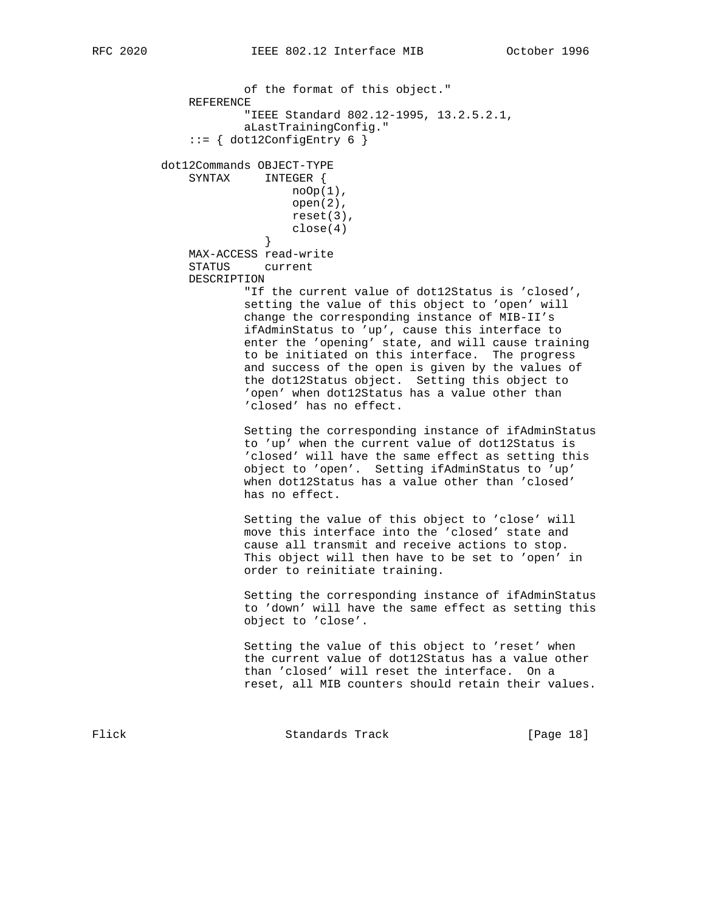```
                   of the format of this object."
           REFERENCE
                   "IEEE Standard 802.12-1995, 13.2.5.2.1,
                   aLastTrainingConfig."
           ::= { dot12ConfigEntry 6 }

       dot12Commands OBJECT-TYPE
           SYNTAX     INTEGER {
                          noOp(1),
                          open(2),
                          reset(3),
                          close(4)
                      }
           MAX-ACCESS read-write
           STATUS     current
           DESCRIPTION
                   "If the current value of dot12Status is 'closed',
                   setting the value of this object to 'open' will
                   change the corresponding instance of MIB-II's
                   ifAdminStatus to 'up', cause this interface to
                   enter the 'opening' state, and will cause training
                   to be initiated on this interface.  The progress
                   and success of the open is given by the values of
                   the dot12Status object.  Setting this object to
                   'open' when dot12Status has a value other than
                   'closed' has no effect.

                   Setting the corresponding instance of ifAdminStatus
                   to 'up' when the current value of dot12Status is
                   'closed' will have the same effect as setting this
                   object to 'open'.  Setting ifAdminStatus to 'up'
                   when dot12Status has a value other than 'closed'
                   has no effect.

                   Setting the value of this object to 'close' will
                   move this interface into the 'closed' state and
                   cause all transmit and receive actions to stop.
                   This object will then have to be set to 'open' in
                   order to reinitiate training.

                   Setting the corresponding instance of ifAdminStatus
                   to 'down' will have the same effect as setting this
                   object to 'close'.

                   Setting the value of this object to 'reset' when
                   the current value of dot12Status has a value other
                   than 'closed' will reset the interface.  On a
                   reset, all MIB counters should retain their values.
```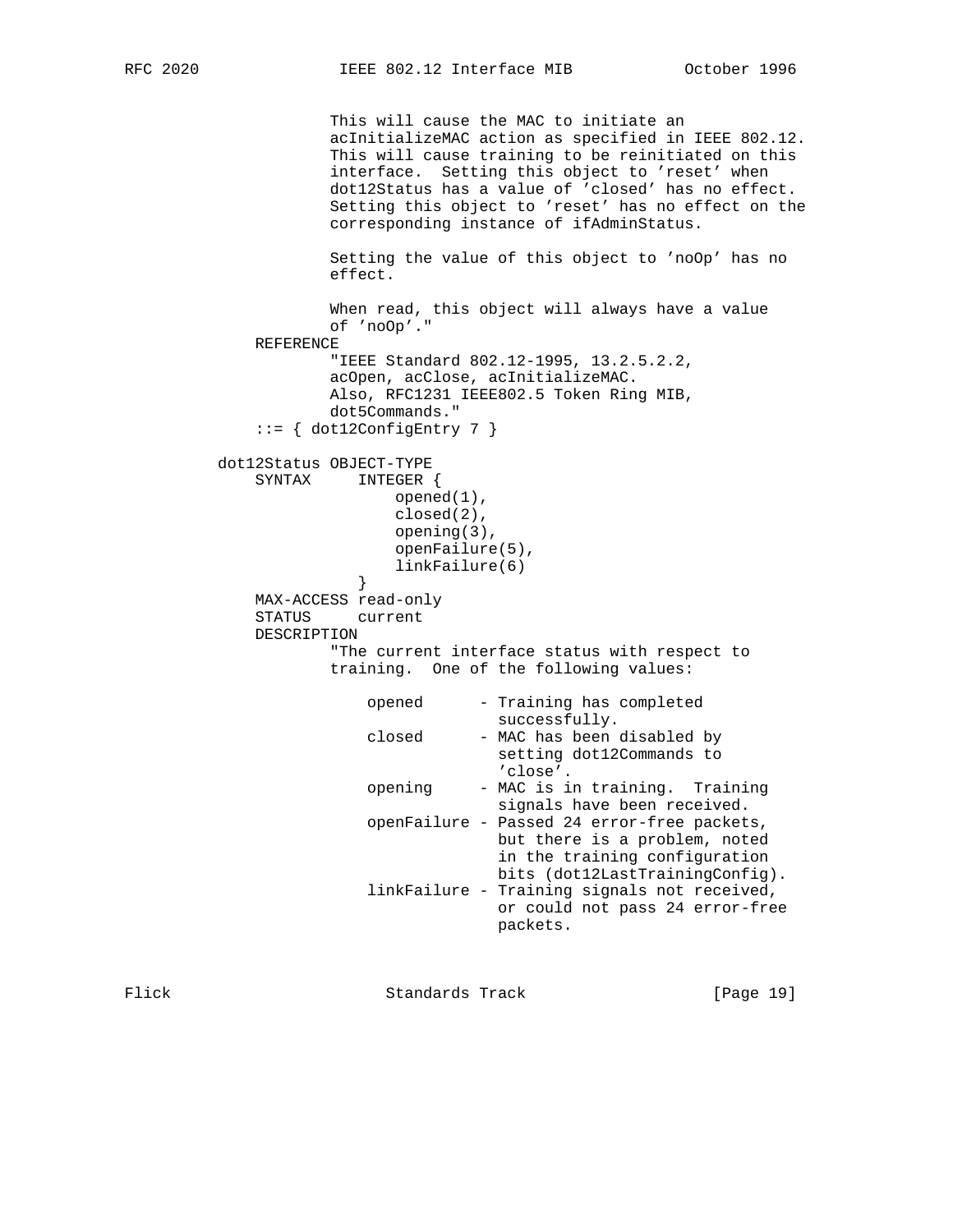```
                This will cause the MAC to initiate an
                acInitializeMAC action as specified in IEEE 802.12.
                This will cause training to be reinitiated on this
                interface.  Setting this object to 'reset' when
                dot12Status has a value of 'closed' has no effect.
                Setting this object to 'reset' has no effect on the
                corresponding instance of ifAdminStatus.

                Setting the value of this object to 'noOp' has no
                effect.

                When read, this object will always have a value
                of 'noOp'."
        REFERENCE
                "IEEE Standard 802.12-1995, 13.2.5.2.2,
                acOpen, acClose, acInitializeMAC.
                Also, RFC1231 IEEE802.5 Token Ring MIB,
                dot5Commands."
        ::= { dot12ConfigEntry 7 }

    dot12Status OBJECT-TYPE
        SYNTAX     INTEGER {
                       opened(1),
                       closed(2),
                       opening(3),
                       openFailure(5),
                       linkFailure(6)
                   }
        MAX-ACCESS read-only
        STATUS     current
        DESCRIPTION
                "The current interface status with respect to
                training.  One of the following values:

                    opened      - Training has completed
                                  successfully.
                    closed      - MAC has been disabled by
                                  setting dot12Commands to
                                  'close'.
                    opening     - MAC is in training.  Training
                                  signals have been received.
                    openFailure - Passed 24 error-free packets,
                                  but there is a problem, noted
                                  in the training configuration
                                  bits (dot12LastTrainingConfig).
                    linkFailure - Training signals not received,
                                  or could not pass 24 error-free
                                  packets.
```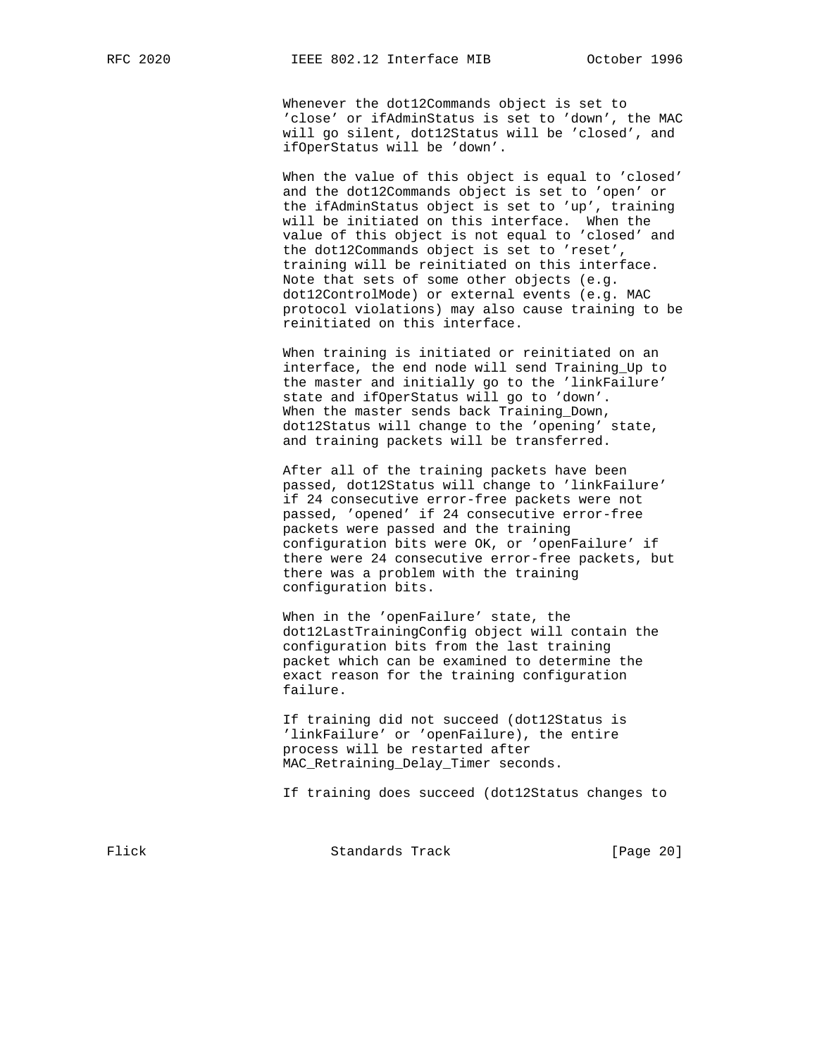Whenever the dot12Commands object is set to 'close' or ifAdminStatus is set to 'down', the MAC will go silent, dot12Status will be 'closed', and ifOperStatus will be 'down'.

When the value of this object is equal to 'closed' and the dot12Commands object is set to 'open' or the ifAdminStatus object is set to 'up', training will be initiated on this interface. When the value of this object is not equal to 'closed' and the dot12Commands object is set to 'reset', training will be reinitiated on this interface. Note that sets of some other objects (e.g. dot12ControlMode) or external events (e.g. MAC protocol violations) may also cause training to be reinitiated on this interface.

When training is initiated or reinitiated on an interface, the end node will send Training_Up to the master and initially go to the 'linkFailure' state and ifOperStatus will go to 'down'. When the master sends back Training_Down, dot12Status will change to the 'opening' state, and training packets will be transferred.

After all of the training packets have been passed, dot12Status will change to 'linkFailure' if 24 consecutive error-free packets were not passed, 'opened' if 24 consecutive error-free packets were passed and the training configuration bits were OK, or 'openFailure' if there were 24 consecutive error-free packets, but there was a problem with the training configuration bits.

When in the 'openFailure' state, the dot12LastTrainingConfig object will contain the configuration bits from the last training packet which can be examined to determine the exact reason for the training configuration failure.

If training did not succeed (dot12Status is 'linkFailure' or 'openFailure), the entire process will be restarted after MAC_Retraining_Delay_Timer seconds.

If training does succeed (dot12Status changes to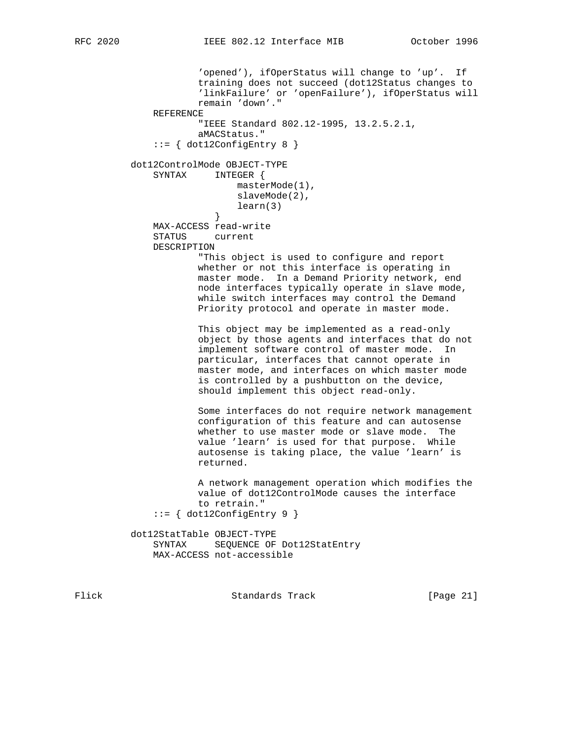```
                'opened'), ifOperStatus will change to 'up'.  If
                training does not succeed (dot12Status changes to
                'linkFailure' or 'openFailure'), ifOperStatus will
                remain 'down'."
        REFERENCE
                "IEEE Standard 802.12-1995, 13.2.5.2.1,
                aMACStatus."
        ::= { dot12ConfigEntry 8 }

    dot12ControlMode OBJECT-TYPE
        SYNTAX     INTEGER {
                       masterMode(1),
                       slaveMode(2),
                       learn(3)
                   }
        MAX-ACCESS read-write
        STATUS     current
        DESCRIPTION
                "This object is used to configure and report
                whether or not this interface is operating in
                master mode.  In a Demand Priority network, end
                node interfaces typically operate in slave mode,
                while switch interfaces may control the Demand
                Priority protocol and operate in master mode.

                This object may be implemented as a read-only
                object by those agents and interfaces that do not
                implement software control of master mode.  In
                particular, interfaces that cannot operate in
                master mode, and interfaces on which master mode
                is controlled by a pushbutton on the device,
                should implement this object read-only.

                Some interfaces do not require network management
                configuration of this feature and can autosense
                whether to use master mode or slave mode.  The
                value 'learn' is used for that purpose.  While
                autosense is taking place, the value 'learn' is
                returned.

                A network management operation which modifies the
                value of dot12ControlMode causes the interface
                to retrain."
        ::= { dot12ConfigEntry 9 }

    dot12StatTable OBJECT-TYPE
        SYNTAX     SEQUENCE OF Dot12StatEntry
        MAX-ACCESS not-accessible
```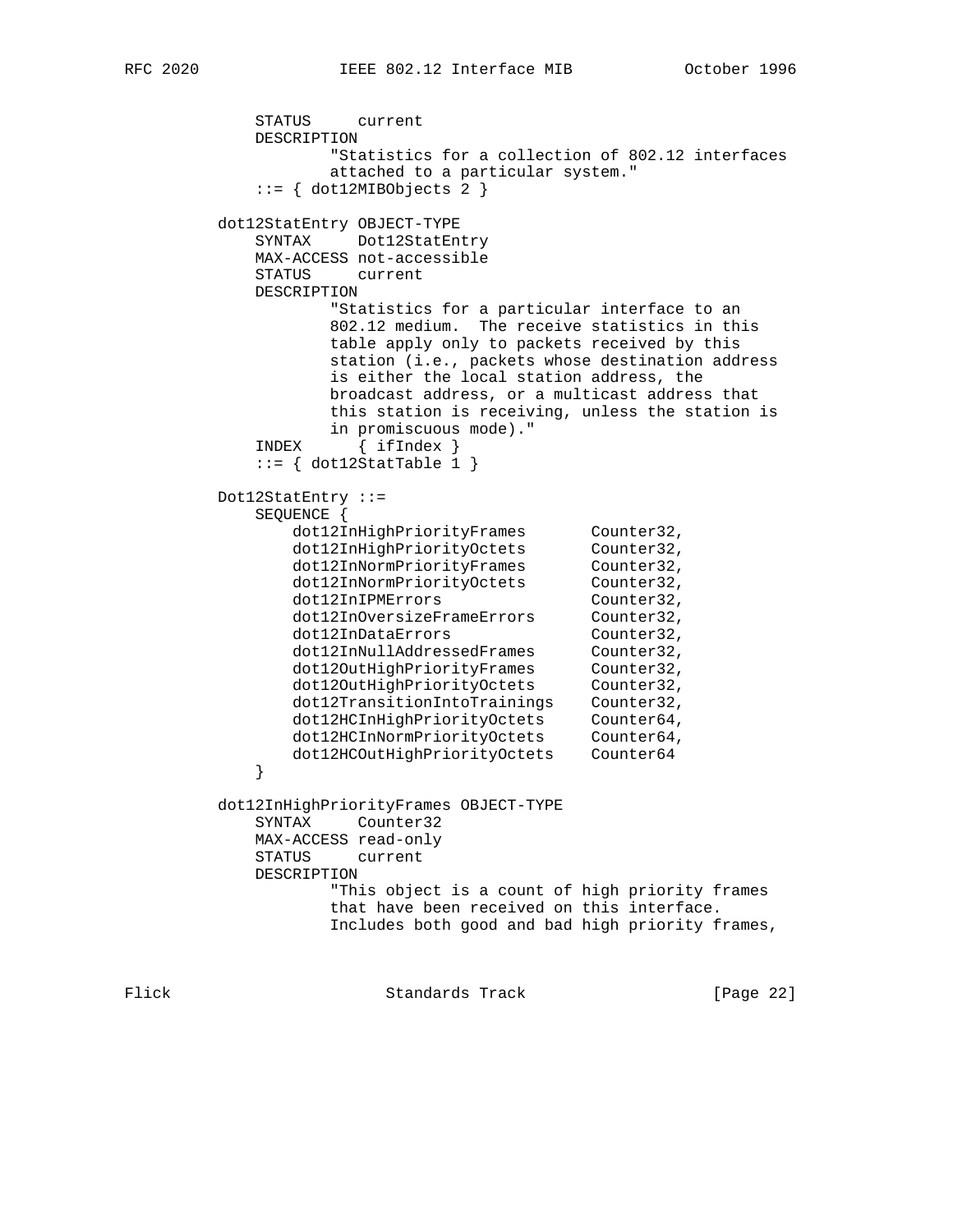```
            STATUS     current
            DESCRIPTION
                    "Statistics for a collection of 802.12 interfaces
                    attached to a particular system."
            ::= { dot12MIBObjects 2 }

        dot12StatEntry OBJECT-TYPE
            SYNTAX     Dot12StatEntry
            MAX-ACCESS not-accessible
            STATUS     current
            DESCRIPTION
                    "Statistics for a particular interface to an
                    802.12 medium.  The receive statistics in this
                    table apply only to packets received by this
                    station (i.e., packets whose destination address
                    is either the local station address, the
                    broadcast address, or a multicast address that
                    this station is receiving, unless the station is
                    in promiscuous mode)."
            INDEX      { ifIndex }
            ::= { dot12StatTable 1 }

        Dot12StatEntry ::=
            SEQUENCE {
                dot12InHighPriorityFrames       Counter32,
                dot12InHighPriorityOctets       Counter32,
                dot12InNormPriorityFrames       Counter32,
                dot12InNormPriorityOctets       Counter32,
                dot12InIPMErrors                Counter32,
                dot12InOversizeFrameErrors      Counter32,
                dot12InDataErrors               Counter32,
                dot12InNullAddressedFrames      Counter32,
                dot12OutHighPriorityFrames      Counter32,
                dot12OutHighPriorityOctets      Counter32,
                dot12TransitionIntoTrainings    Counter32,
                dot12HCInHighPriorityOctets     Counter64,
                dot12HCInNormPriorityOctets     Counter64,
                dot12HCOutHighPriorityOctets    Counter64
            }

        dot12InHighPriorityFrames OBJECT-TYPE
            SYNTAX     Counter32
            MAX-ACCESS read-only
            STATUS     current
            DESCRIPTION
                    "This object is a count of high priority frames
                    that have been received on this interface.
                    Includes both good and bad high priority frames,
```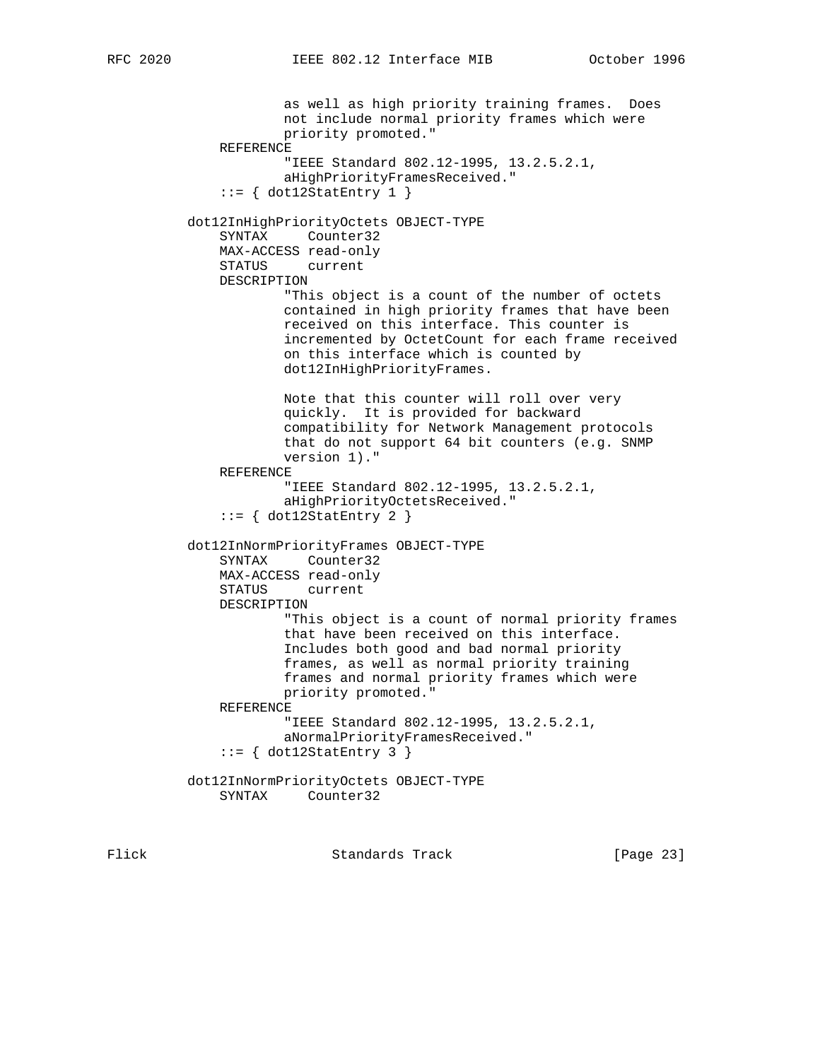```
               as well as high priority training frames.  Does
               not include normal priority frames which were
               priority promoted."
       REFERENCE
               "IEEE Standard 802.12-1995, 13.2.5.2.1,
               aHighPriorityFramesReceived."
       ::= { dot12StatEntry 1 }

   dot12InHighPriorityOctets OBJECT-TYPE
       SYNTAX     Counter32
       MAX-ACCESS read-only
       STATUS     current
       DESCRIPTION
               "This object is a count of the number of octets
               contained in high priority frames that have been
               received on this interface. This counter is
               incremented by OctetCount for each frame received
               on this interface which is counted by
               dot12InHighPriorityFrames.

               Note that this counter will roll over very
               quickly.  It is provided for backward
               compatibility for Network Management protocols
               that do not support 64 bit counters (e.g. SNMP
               version 1)."
       REFERENCE
               "IEEE Standard 802.12-1995, 13.2.5.2.1,
               aHighPriorityOctetsReceived."
       ::= { dot12StatEntry 2 }

   dot12InNormPriorityFrames OBJECT-TYPE
       SYNTAX     Counter32
       MAX-ACCESS read-only
       STATUS     current
       DESCRIPTION
               "This object is a count of normal priority frames
               that have been received on this interface.
               Includes both good and bad normal priority
               frames, as well as normal priority training
               frames and normal priority frames which were
               priority promoted."
       REFERENCE
               "IEEE Standard 802.12-1995, 13.2.5.2.1,
               aNormalPriorityFramesReceived."
       ::= { dot12StatEntry 3 }

   dot12InNormPriorityOctets OBJECT-TYPE
       SYNTAX     Counter32
```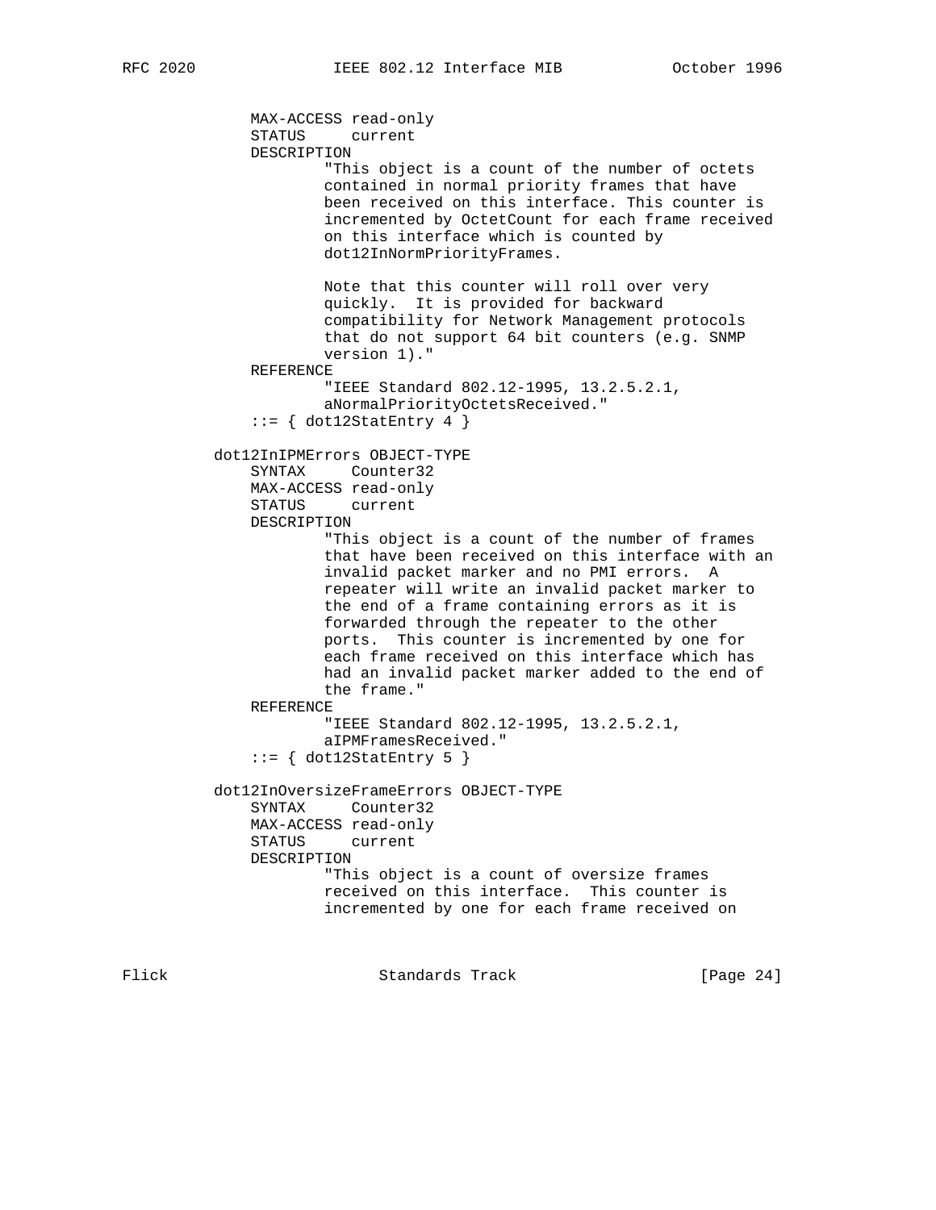```
            MAX-ACCESS read-only
            STATUS     current
            DESCRIPTION
                    "This object is a count of the number of octets
                    contained in normal priority frames that have
                    been received on this interface. This counter is
                    incremented by OctetCount for each frame received
                    on this interface which is counted by
                    dot12InNormPriorityFrames.

                    Note that this counter will roll over very
                    quickly.  It is provided for backward
                    compatibility for Network Management protocols
                    that do not support 64 bit counters (e.g. SNMP
                    version 1)."
            REFERENCE
                    "IEEE Standard 802.12-1995, 13.2.5.2.1,
                    aNormalPriorityOctetsReceived."
            ::= { dot12StatEntry 4 }

        dot12InIPMErrors OBJECT-TYPE
            SYNTAX     Counter32
            MAX-ACCESS read-only
            STATUS     current
            DESCRIPTION
                    "This object is a count of the number of frames
                    that have been received on this interface with an
                    invalid packet marker and no PMI errors.  A
                    repeater will write an invalid packet marker to
                    the end of a frame containing errors as it is
                    forwarded through the repeater to the other
                    ports.  This counter is incremented by one for
                    each frame received on this interface which has
                    had an invalid packet marker added to the end of
                    the frame."
            REFERENCE
                    "IEEE Standard 802.12-1995, 13.2.5.2.1,
                    aIPMFramesReceived."
            ::= { dot12StatEntry 5 }

        dot12InOversizeFrameErrors OBJECT-TYPE
            SYNTAX     Counter32
            MAX-ACCESS read-only
            STATUS     current
            DESCRIPTION
                    "This object is a count of oversize frames
                    received on this interface.  This counter is
                    incremented by one for each frame received on
```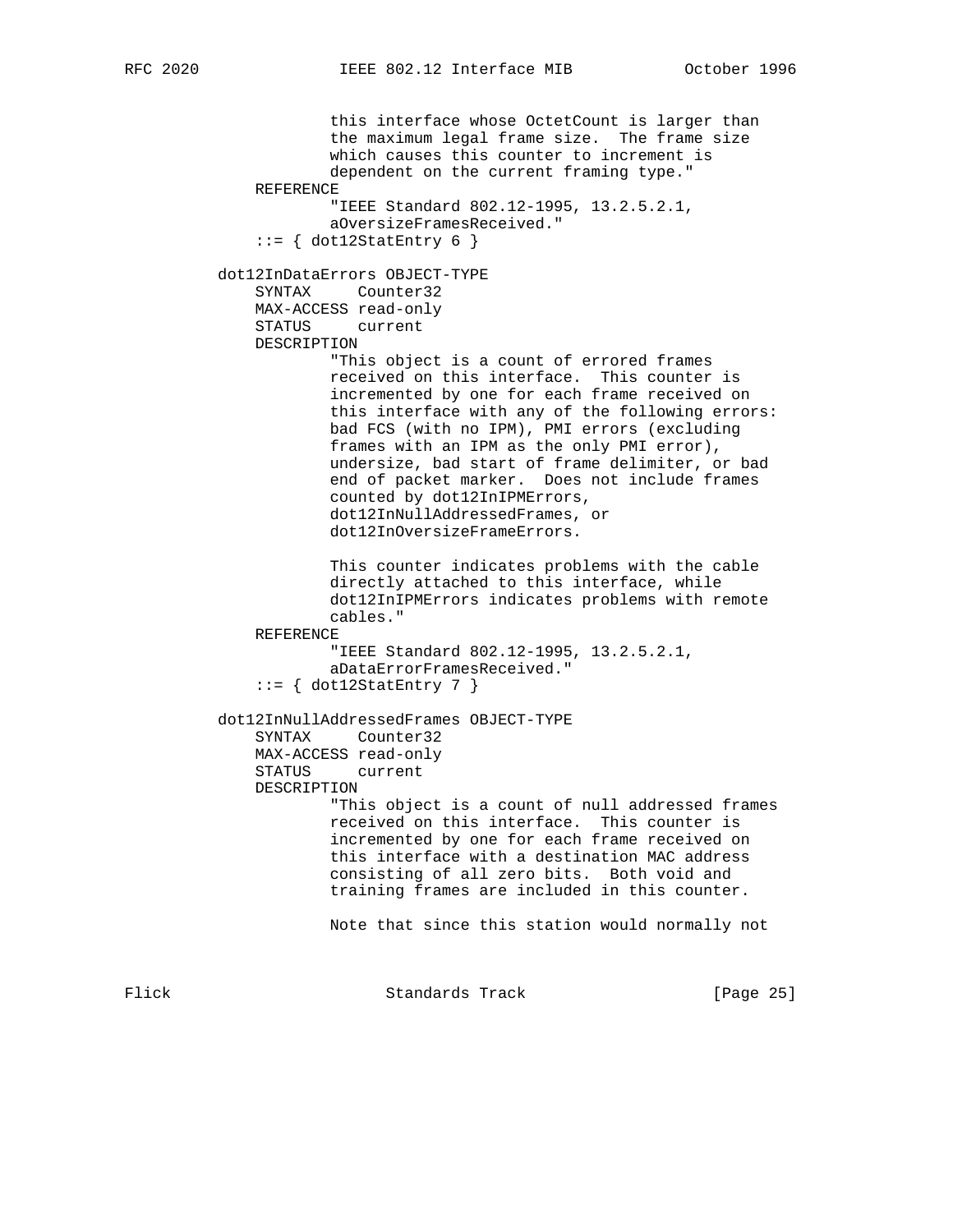```
                this interface whose OctetCount is larger than
                the maximum legal frame size.  The frame size
                which causes this counter to increment is
                dependent on the current framing type."
        REFERENCE
                "IEEE Standard 802.12-1995, 13.2.5.2.1,
                aOversizeFramesReceived."
        ::= { dot12StatEntry 6 }

    dot12InDataErrors OBJECT-TYPE
        SYNTAX     Counter32
        MAX-ACCESS read-only
        STATUS     current
        DESCRIPTION
                "This object is a count of errored frames
                received on this interface.  This counter is
                incremented by one for each frame received on
                this interface with any of the following errors:
                bad FCS (with no IPM), PMI errors (excluding
                frames with an IPM as the only PMI error),
                undersize, bad start of frame delimiter, or bad
                end of packet marker.  Does not include frames
                counted by dot12InIPMErrors,
                dot12InNullAddressedFrames, or
                dot12InOversizeFrameErrors.

                This counter indicates problems with the cable
                directly attached to this interface, while
                dot12InIPMErrors indicates problems with remote
                cables."
        REFERENCE
                "IEEE Standard 802.12-1995, 13.2.5.2.1,
                aDataErrorFramesReceived."
        ::= { dot12StatEntry 7 }

    dot12InNullAddressedFrames OBJECT-TYPE
        SYNTAX     Counter32
        MAX-ACCESS read-only
        STATUS     current
        DESCRIPTION
                "This object is a count of null addressed frames
                received on this interface.  This counter is
                incremented by one for each frame received on
                this interface with a destination MAC address
                consisting of all zero bits.  Both void and
                training frames are included in this counter.

                Note that since this station would normally not
```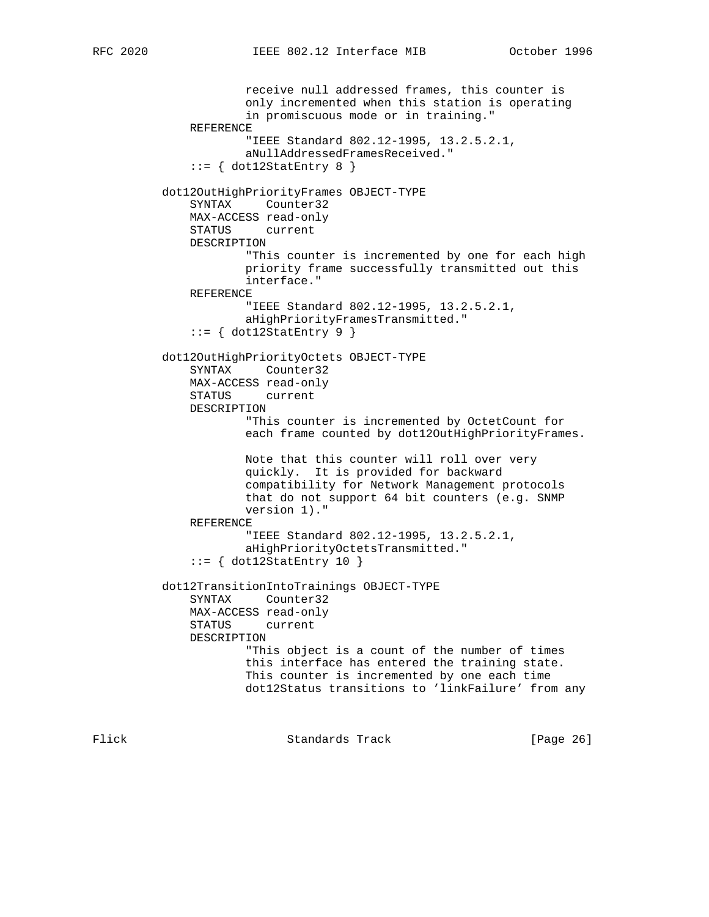```
                   receive null addressed frames, this counter is
                   only incremented when this station is operating
                   in promiscuous mode or in training."
           REFERENCE
                   "IEEE Standard 802.12-1995, 13.2.5.2.1,
                   aNullAddressedFramesReceived."
           ::= { dot12StatEntry 8 }

       dot12OutHighPriorityFrames OBJECT-TYPE
           SYNTAX     Counter32
           MAX-ACCESS read-only
           STATUS     current
           DESCRIPTION
                   "This counter is incremented by one for each high
                   priority frame successfully transmitted out this
                   interface."
           REFERENCE
                   "IEEE Standard 802.12-1995, 13.2.5.2.1,
                   aHighPriorityFramesTransmitted."
           ::= { dot12StatEntry 9 }

       dot12OutHighPriorityOctets OBJECT-TYPE
           SYNTAX     Counter32
           MAX-ACCESS read-only
           STATUS     current
           DESCRIPTION
                   "This counter is incremented by OctetCount for
                   each frame counted by dot12OutHighPriorityFrames.

                   Note that this counter will roll over very
                   quickly.  It is provided for backward
                   compatibility for Network Management protocols
                   that do not support 64 bit counters (e.g. SNMP
                   version 1)."
           REFERENCE
                   "IEEE Standard 802.12-1995, 13.2.5.2.1,
                   aHighPriorityOctetsTransmitted."
           ::= { dot12StatEntry 10 }

       dot12TransitionIntoTrainings OBJECT-TYPE
           SYNTAX     Counter32
           MAX-ACCESS read-only
           STATUS     current
           DESCRIPTION
                   "This object is a count of the number of times
                   this interface has entered the training state.
                   This counter is incremented by one each time
                   dot12Status transitions to 'linkFailure' from any
```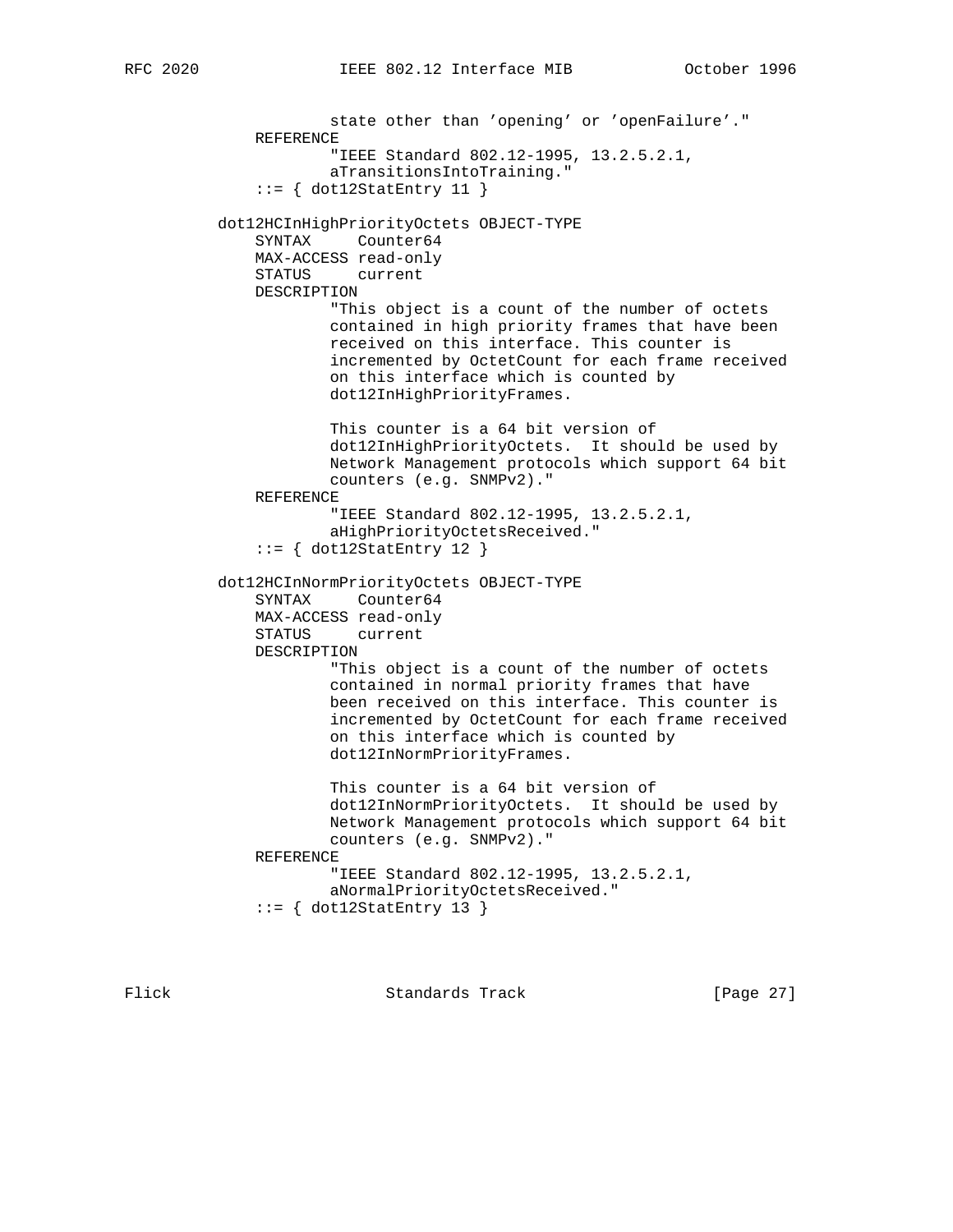```
                 state other than 'opening' or 'openFailure'."
         REFERENCE
                 "IEEE Standard 802.12-1995, 13.2.5.2.1,
                 aTransitionsIntoTraining."
         ::= { dot12StatEntry 11 }

     dot12HCInHighPriorityOctets OBJECT-TYPE
         SYNTAX     Counter64
         MAX-ACCESS read-only
         STATUS     current
         DESCRIPTION
                 "This object is a count of the number of octets
                 contained in high priority frames that have been
                 received on this interface. This counter is
                 incremented by OctetCount for each frame received
                 on this interface which is counted by
                 dot12InHighPriorityFrames.

                 This counter is a 64 bit version of
                 dot12InHighPriorityOctets.  It should be used by
                 Network Management protocols which support 64 bit
                 counters (e.g. SNMPv2)."
         REFERENCE
                 "IEEE Standard 802.12-1995, 13.2.5.2.1,
                 aHighPriorityOctetsReceived."
         ::= { dot12StatEntry 12 }

     dot12HCInNormPriorityOctets OBJECT-TYPE
         SYNTAX     Counter64
         MAX-ACCESS read-only
         STATUS     current
         DESCRIPTION
                 "This object is a count of the number of octets
                 contained in normal priority frames that have
                 been received on this interface. This counter is
                 incremented by OctetCount for each frame received
                 on this interface which is counted by
                 dot12InNormPriorityFrames.

                 This counter is a 64 bit version of
                 dot12InNormPriorityOctets.  It should be used by
                 Network Management protocols which support 64 bit
                 counters (e.g. SNMPv2)."
         REFERENCE
                 "IEEE Standard 802.12-1995, 13.2.5.2.1,
                 aNormalPriorityOctetsReceived."
         ::= { dot12StatEntry 13 }
```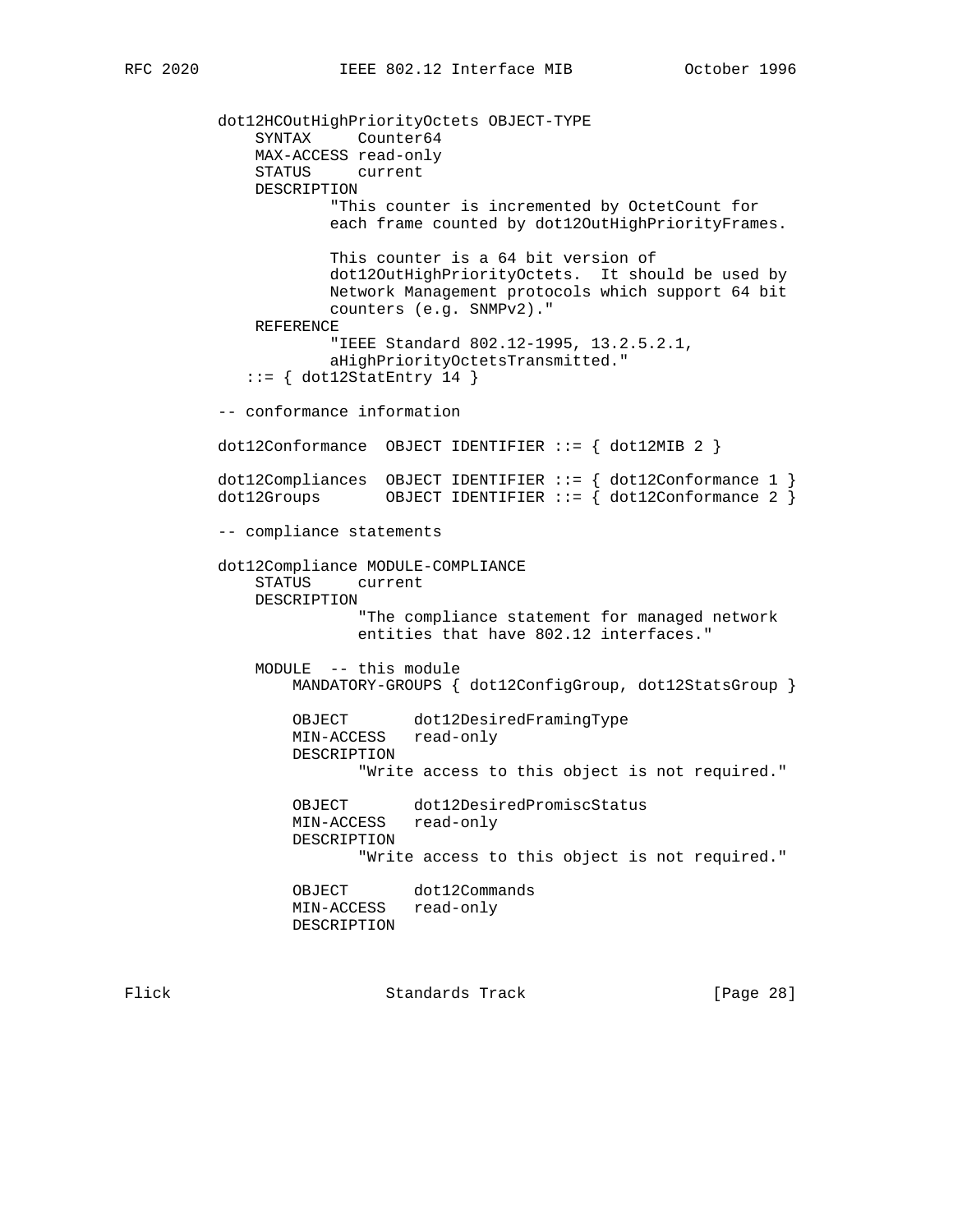```
dot12HCOutHighPriorityOctets OBJECT-TYPE
    SYNTAX     Counter64
    MAX-ACCESS read-only
    STATUS     current
    DESCRIPTION
            "This counter is incremented by OctetCount for
            each frame counted by dot12OutHighPriorityFrames.

            This counter is a 64 bit version of
            dot12OutHighPriorityOctets.  It should be used by
            Network Management protocols which support 64 bit
            counters (e.g. SNMPv2)."
    REFERENCE
            "IEEE Standard 802.12-1995, 13.2.5.2.1,
            aHighPriorityOctetsTransmitted."
   ::= { dot12StatEntry 14 }

-- conformance information

dot12Conformance  OBJECT IDENTIFIER ::= { dot12MIB 2 }

dot12Compliances  OBJECT IDENTIFIER ::= { dot12Conformance 1 }
dot12Groups       OBJECT IDENTIFIER ::= { dot12Conformance 2 }

-- compliance statements

dot12Compliance MODULE-COMPLIANCE
    STATUS     current
    DESCRIPTION
               "The compliance statement for managed network
               entities that have 802.12 interfaces."

    MODULE  -- this module
        MANDATORY-GROUPS { dot12ConfigGroup, dot12StatsGroup }

        OBJECT       dot12DesiredFramingType
        MIN-ACCESS   read-only
        DESCRIPTION
               "Write access to this object is not required."

        OBJECT       dot12DesiredPromiscStatus
        MIN-ACCESS   read-only
        DESCRIPTION
               "Write access to this object is not required."

        OBJECT       dot12Commands
        MIN-ACCESS   read-only
        DESCRIPTION
```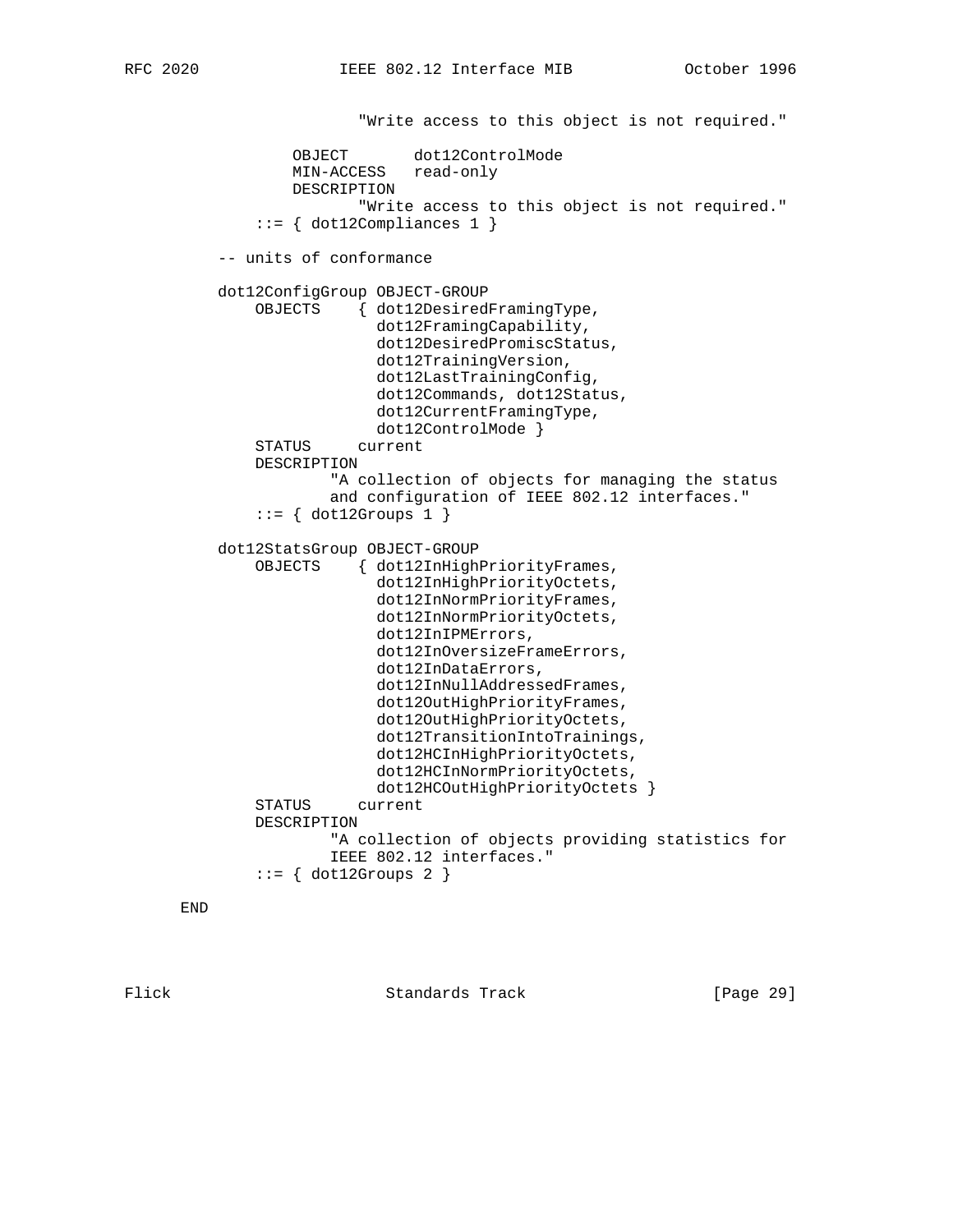```
                    "Write access to this object is not required."

             OBJECT       dot12ControlMode
             MIN-ACCESS   read-only
             DESCRIPTION
                    "Write access to this object is not required."
         ::= { dot12Compliances 1 }

     -- units of conformance

     dot12ConfigGroup OBJECT-GROUP
         OBJECTS    { dot12DesiredFramingType,
                      dot12FramingCapability,
                      dot12DesiredPromiscStatus,
                      dot12TrainingVersion,
                      dot12LastTrainingConfig,
                      dot12Commands, dot12Status,
                      dot12CurrentFramingType,
                      dot12ControlMode }
         STATUS     current
         DESCRIPTION
                 "A collection of objects for managing the status
                 and configuration of IEEE 802.12 interfaces."
         ::= { dot12Groups 1 }

     dot12StatsGroup OBJECT-GROUP
         OBJECTS    { dot12InHighPriorityFrames,
                      dot12InHighPriorityOctets,
                      dot12InNormPriorityFrames,
                      dot12InNormPriorityOctets,
                      dot12InIPMErrors,
                      dot12InOversizeFrameErrors,
                      dot12InDataErrors,
                      dot12InNullAddressedFrames,
                      dot12OutHighPriorityFrames,
                      dot12OutHighPriorityOctets,
                      dot12TransitionIntoTrainings,
                      dot12HCInHighPriorityOctets,
                      dot12HCInNormPriorityOctets,
                      dot12HCOutHighPriorityOctets }
         STATUS     current
         DESCRIPTION
                 "A collection of objects providing statistics for
                 IEEE 802.12 interfaces."
         ::= { dot12Groups 2 }

 END
```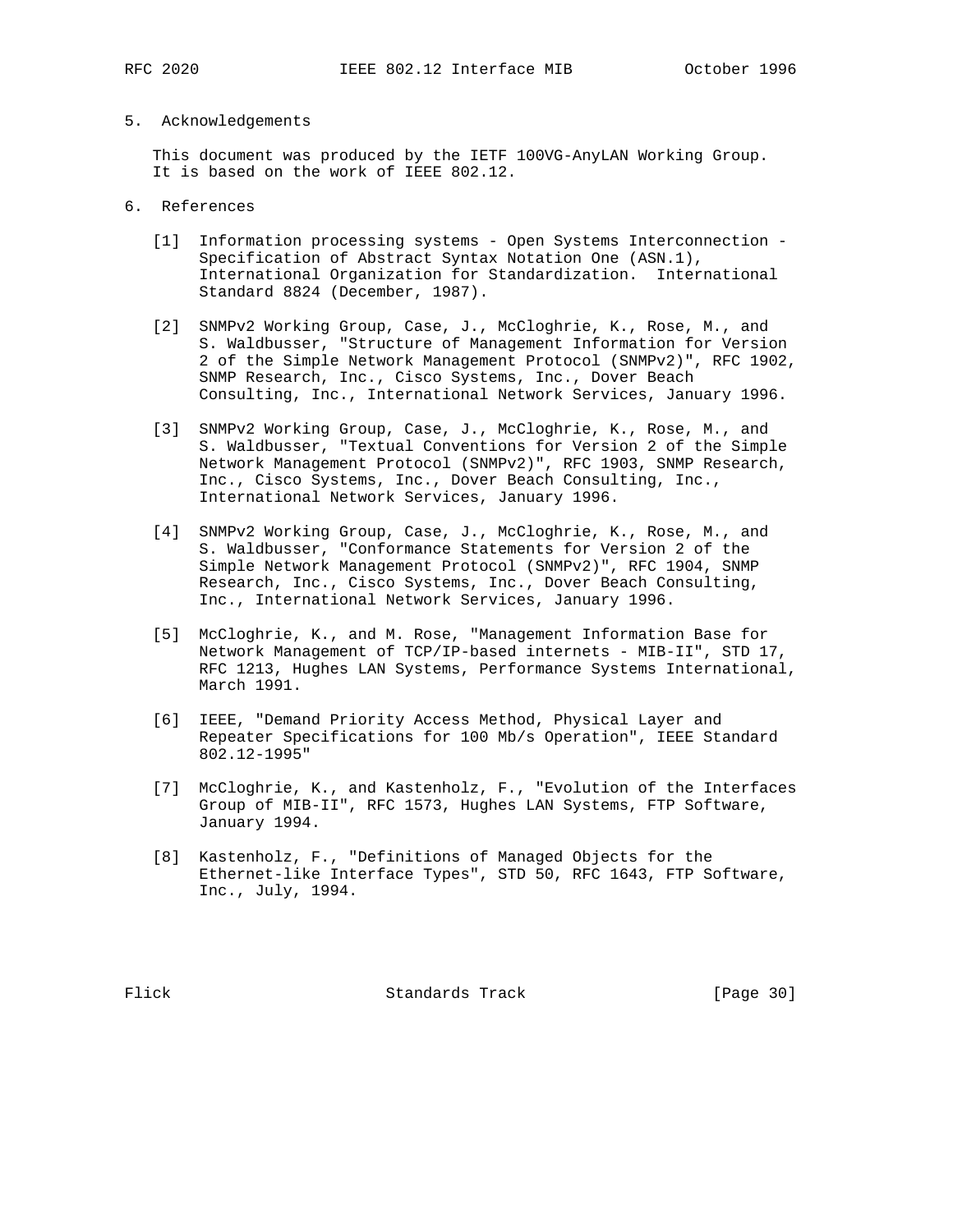## 5. Acknowledgements

This document was produced by the IETF 100VG-AnyLAN Working Group. It is based on the work of IEEE 802.12.

## 6. References

[1] Information processing systems - Open Systems Interconnection - Specification of Abstract Syntax Notation One (ASN.1), International Organization for Standardization. International Standard 8824 (December, 1987).

[2] SNMPv2 Working Group, Case, J., McCloghrie, K., Rose, M., and S. Waldbusser, "Structure of Management Information for Version 2 of the Simple Network Management Protocol (SNMPv2)", RFC 1902, SNMP Research, Inc., Cisco Systems, Inc., Dover Beach Consulting, Inc., International Network Services, January 1996.

[3] SNMPv2 Working Group, Case, J., McCloghrie, K., Rose, M., and S. Waldbusser, "Textual Conventions for Version 2 of the Simple Network Management Protocol (SNMPv2)", RFC 1903, SNMP Research, Inc., Cisco Systems, Inc., Dover Beach Consulting, Inc., International Network Services, January 1996.

[4] SNMPv2 Working Group, Case, J., McCloghrie, K., Rose, M., and S. Waldbusser, "Conformance Statements for Version 2 of the Simple Network Management Protocol (SNMPv2)", RFC 1904, SNMP Research, Inc., Cisco Systems, Inc., Dover Beach Consulting, Inc., International Network Services, January 1996.

[5] McCloghrie, K., and M. Rose, "Management Information Base for Network Management of TCP/IP-based internets - MIB-II", STD 17, RFC 1213, Hughes LAN Systems, Performance Systems International, March 1991.

[6] IEEE, "Demand Priority Access Method, Physical Layer and Repeater Specifications for 100 Mb/s Operation", IEEE Standard 802.12-1995"

[7] McCloghrie, K., and Kastenholz, F., "Evolution of the Interfaces Group of MIB-II", RFC 1573, Hughes LAN Systems, FTP Software, January 1994.

[8] Kastenholz, F., "Definitions of Managed Objects for the Ethernet-like Interface Types", STD 50, RFC 1643, FTP Software, Inc., July, 1994.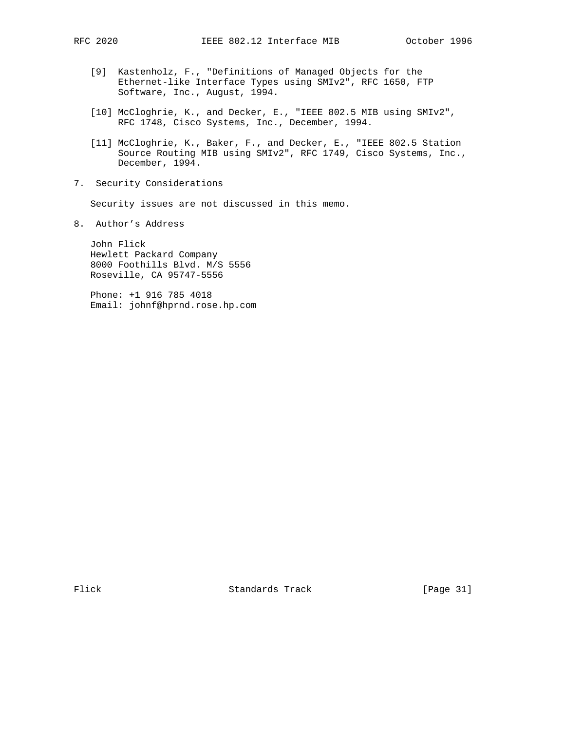[9] Kastenholz, F., "Definitions of Managed Objects for the Ethernet-like Interface Types using SMIv2", RFC 1650, FTP Software, Inc., August, 1994.

[10] McCloghrie, K., and Decker, E., "IEEE 802.5 MIB using SMIv2", RFC 1748, Cisco Systems, Inc., December, 1994.

[11] McCloghrie, K., Baker, F., and Decker, E., "IEEE 802.5 Station Source Routing MIB using SMIv2", RFC 1749, Cisco Systems, Inc., December, 1994.

## 7. Security Considerations

Security issues are not discussed in this memo.

## 8. Author's Address

John Flick
Hewlett Packard Company
8000 Foothills Blvd. M/S 5556
Roseville, CA 95747-5556

Phone: +1 916 785 4018
Email: johnf@hprnd.rose.hp.com